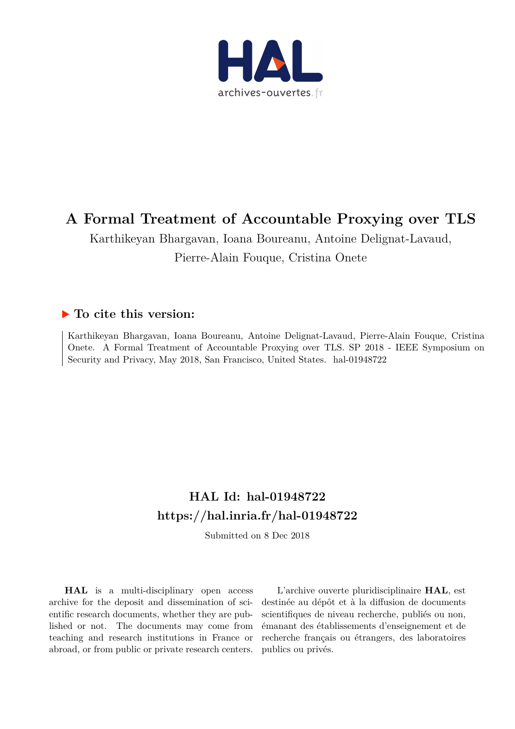# A Formal Treatment of Accountable Proxying over TLS

Karthikeyan Bhargavan, Ioana Boureanu, Antoine Delignat-Lavaud, Pierre-Alain Fouque, Cristina Onete

## ▶ To cite this version:

Karthikeyan Bhargavan, Ioana Boureanu, Antoine Delignat-Lavaud, Pierre-Alain Fouque, Cristina Onete. A Formal Treatment of Accountable Proxying over TLS. SP 2018 - IEEE Symposium on Security and Privacy, May 2018, San Francisco, United States. hal-01948722

## HAL Id: hal-01948722
## https://hal.inria.fr/hal-01948722

Submitted on 8 Dec 2018

**HAL** is a multi-disciplinary open access archive for the deposit and dissemination of scientific research documents, whether they are published or not. The documents may come from teaching and research institutions in France or abroad, or from public or private research centers.

L'archive ouverte pluridisciplinaire **HAL**, est destinée au dépôt et à la diffusion de documents scientifiques de niveau recherche, publiés ou non, émanant des établissements d'enseignement et de recherche français ou étrangers, des laboratoires publics ou privés.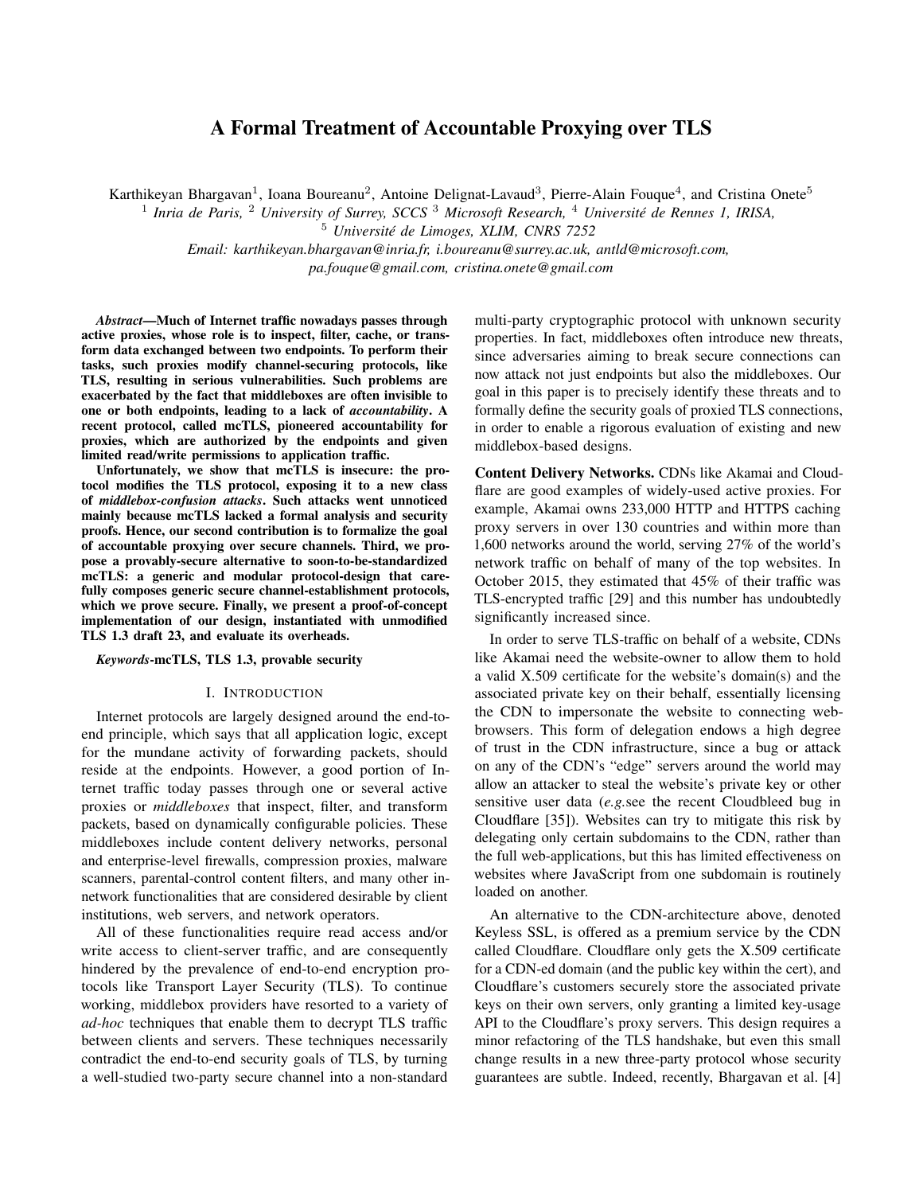# A Formal Treatment of Accountable Proxying over TLS

Karthikeyan Bhargavan[1], Ioana Boureanu[2], Antoine Delignat-Lavaud[3], Pierre-Alain Fouque[4], and Cristina Onete[5]

[1] *Inria de Paris,* [2] *University of Surrey, SCCS* [3] *Microsoft Research,* [4] *Université de Rennes 1, IRISA,*
[5] *Université de Limoges, XLIM, CNRS 7252*

*Email: karthikeyan.bhargavan@inria.fr, i.boureanu@surrey.ac.uk, antld@microsoft.com, pa.fouque@gmail.com, cristina.onete@gmail.com*

***Abstract*—Much of Internet traffic nowadays passes through active proxies, whose role is to inspect, filter, cache, or transform data exchanged between two endpoints. To perform their tasks, such proxies modify channel-securing protocols, like TLS, resulting in serious vulnerabilities. Such problems are exacerbated by the fact that middleboxes are often invisible to one or both endpoints, leading to a lack of *accountability*. A recent protocol, called mcTLS, pioneered accountability for proxies, which are authorized by the endpoints and given limited read/write permissions to application traffic.**

**Unfortunately, we show that mcTLS is insecure: the protocol modifies the TLS protocol, exposing it to a new class of *middlebox-confusion attacks*. Such attacks went unnoticed mainly because mcTLS lacked a formal analysis and security proofs. Hence, our second contribution is to formalize the goal of accountable proxying over secure channels. Third, we propose a provably-secure alternative to soon-to-be-standardized mcTLS: a generic and modular protocol-design that carefully composes generic secure channel-establishment protocols, which we prove secure. Finally, we present a proof-of-concept implementation of our design, instantiated with unmodified TLS 1.3 draft 23, and evaluate its overheads.**

***Keywords*-mcTLS, TLS 1.3, provable security**

## I. Introduction

Internet protocols are largely designed around the end-to-end principle, which says that all application logic, except for the mundane activity of forwarding packets, should reside at the endpoints. However, a good portion of Internet traffic today passes through one or several active proxies or *middleboxes* that inspect, filter, and transform packets, based on dynamically configurable policies. These middleboxes include content delivery networks, personal and enterprise-level firewalls, compression proxies, malware scanners, parental-control content filters, and many other in-network functionalities that are considered desirable by client institutions, web servers, and network operators.

All of these functionalities require read access and/or write access to client-server traffic, and are consequently hindered by the prevalence of end-to-end encryption protocols like Transport Layer Security (TLS). To continue working, middlebox providers have resorted to a variety of *ad-hoc* techniques that enable them to decrypt TLS traffic between clients and servers. These techniques necessarily contradict the end-to-end security goals of TLS, by turning a well-studied two-party secure channel into a non-standard multi-party cryptographic protocol with unknown security properties. In fact, middleboxes often introduce new threats, since adversaries aiming to break secure connections can now attack not just endpoints but also the middleboxes. Our goal in this paper is to precisely identify these threats and to formally define the security goals of proxied TLS connections, in order to enable a rigorous evaluation of existing and new middlebox-based designs.

**Content Delivery Networks.** CDNs like Akamai and Cloudflare are good examples of widely-used active proxies. For example, Akamai owns 233,000 HTTP and HTTPS caching proxy servers in over 130 countries and within more than 1,600 networks around the world, serving 27% of the world's network traffic on behalf of many of the top websites. In October 2015, they estimated that 45% of their traffic was TLS-encrypted traffic [29] and this number has undoubtedly significantly increased since.

In order to serve TLS-traffic on behalf of a website, CDNs like Akamai need the website-owner to allow them to hold a valid X.509 certificate for the website's domain(s) and the associated private key on their behalf, essentially licensing the CDN to impersonate the website to connecting web-browsers. This form of delegation endows a high degree of trust in the CDN infrastructure, since a bug or attack on any of the CDN's "edge" servers around the world may allow an attacker to steal the website's private key or other sensitive user data (*e.g.*see the recent Cloudbleed bug in Cloudflare [35]). Websites can try to mitigate this risk by delegating only certain subdomains to the CDN, rather than the full web-applications, but this has limited effectiveness on websites where JavaScript from one subdomain is routinely loaded on another.

An alternative to the CDN-architecture above, denoted Keyless SSL, is offered as a premium service by the CDN called Cloudflare. Cloudflare only gets the X.509 certificate for a CDN-ed domain (and the public key within the cert), and Cloudflare's customers securely store the associated private keys on their own servers, only granting a limited key-usage API to the Cloudflare's proxy servers. This design requires a minor refactoring of the TLS handshake, but even this small change results in a new three-party protocol whose security guarantees are subtle. Indeed, recently, Bhargavan et al. [4]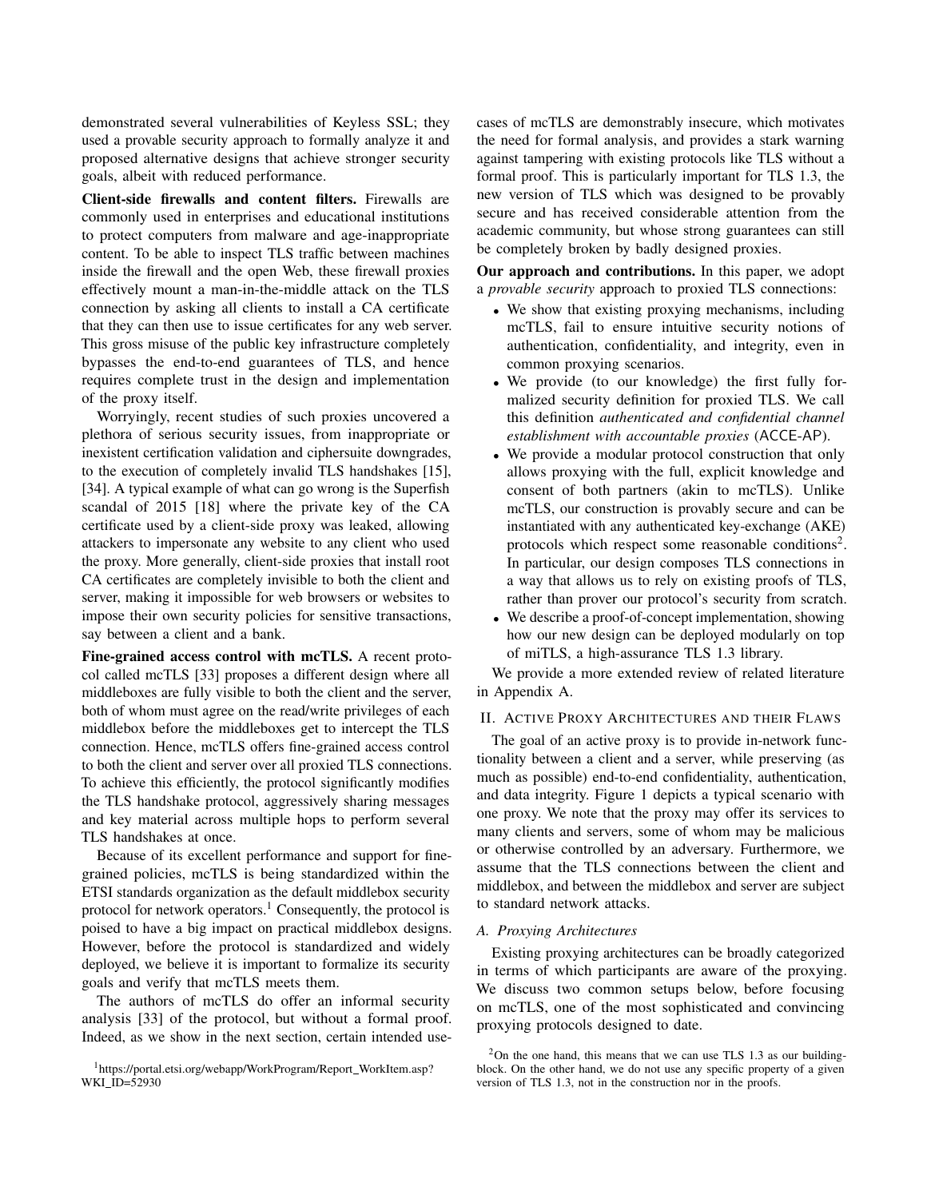demonstrated several vulnerabilities of Keyless SSL; they used a provable security approach to formally analyze it and proposed alternative designs that achieve stronger security goals, albeit with reduced performance.

**Client-side firewalls and content filters.** Firewalls are commonly used in enterprises and educational institutions to protect computers from malware and age-inappropriate content. To be able to inspect TLS traffic between machines inside the firewall and the open Web, these firewall proxies effectively mount a man-in-the-middle attack on the TLS connection by asking all clients to install a CA certificate that they can then use to issue certificates for any web server. This gross misuse of the public key infrastructure completely bypasses the end-to-end guarantees of TLS, and hence requires complete trust in the design and implementation of the proxy itself.

Worryingly, recent studies of such proxies uncovered a plethora of serious security issues, from inappropriate or inexistent certification validation and ciphersuite downgrades, to the execution of completely invalid TLS handshakes [15], [34]. A typical example of what can go wrong is the Superfish scandal of 2015 [18] where the private key of the CA certificate used by a client-side proxy was leaked, allowing attackers to impersonate any website to any client who used the proxy. More generally, client-side proxies that install root CA certificates are completely invisible to both the client and server, making it impossible for web browsers or websites to impose their own security policies for sensitive transactions, say between a client and a bank.

**Fine-grained access control with mcTLS.** A recent protocol called mcTLS [33] proposes a different design where all middleboxes are fully visible to both the client and the server, both of whom must agree on the read/write privileges of each middlebox before the middleboxes get to intercept the TLS connection. Hence, mcTLS offers fine-grained access control to both the client and server over all proxied TLS connections. To achieve this efficiently, the protocol significantly modifies the TLS handshake protocol, aggressively sharing messages and key material across multiple hops to perform several TLS handshakes at once.

Because of its excellent performance and support for fine-grained policies, mcTLS is being standardized within the ETSI standards organization as the default middlebox security protocol for network operators.[1] Consequently, the protocol is poised to have a big impact on practical middlebox designs. However, before the protocol is standardized and widely deployed, we believe it is important to formalize its security goals and verify that mcTLS meets them.

The authors of mcTLS do offer an informal security analysis [33] of the protocol, but without a formal proof. Indeed, as we show in the next section, certain intended use-cases of mcTLS are demonstrably insecure, which motivates the need for formal analysis, and provides a stark warning against tampering with existing protocols like TLS without a formal proof. This is particularly important for TLS 1.3, the new version of TLS which was designed to be provably secure and has received considerable attention from the academic community, but whose strong guarantees can still be completely broken by badly designed proxies.

**Our approach and contributions.** In this paper, we adopt a *provable security* approach to proxied TLS connections:

- We show that existing proxying mechanisms, including mcTLS, fail to ensure intuitive security notions of authentication, confidentiality, and integrity, even in common proxying scenarios.
- We provide (to our knowledge) the first fully formalized security definition for proxied TLS. We call this definition *authenticated and confidential channel establishment with accountable proxies* (ACCE-AP).
- We provide a modular protocol construction that only allows proxying with the full, explicit knowledge and consent of both partners (akin to mcTLS). Unlike mcTLS, our construction is provably secure and can be instantiated with any authenticated key-exchange (AKE) protocols which respect some reasonable conditions[2]. In particular, our design composes TLS connections in a way that allows us to rely on existing proofs of TLS, rather than prover our protocol's security from scratch.
- We describe a proof-of-concept implementation, showing how our new design can be deployed modularly on top of miTLS, a high-assurance TLS 1.3 library.

We provide a more extended review of related literature in Appendix A.

## II. Active Proxy Architectures and their Flaws

The goal of an active proxy is to provide in-network functionality between a client and a server, while preserving (as much as possible) end-to-end confidentiality, authentication, and data integrity. Figure 1 depicts a typical scenario with one proxy. We note that the proxy may offer its services to many clients and servers, some of whom may be malicious or otherwise controlled by an adversary. Furthermore, we assume that the TLS connections between the client and middlebox, and between the middlebox and server are subject to standard network attacks.

### A. Proxying Architectures

Existing proxying architectures can be broadly categorized in terms of which participants are aware of the proxying. We discuss two common setups below, before focusing on mcTLS, one of the most sophisticated and convincing proxying protocols designed to date.

[1] https://portal.etsi.org/webapp/WorkProgram/Report_WorkItem.asp?WKI_ID=52930

[2] On the one hand, this means that we can use TLS 1.3 as our building-block. On the other hand, we do not use any specific property of a given version of TLS 1.3, not in the construction nor in the proofs.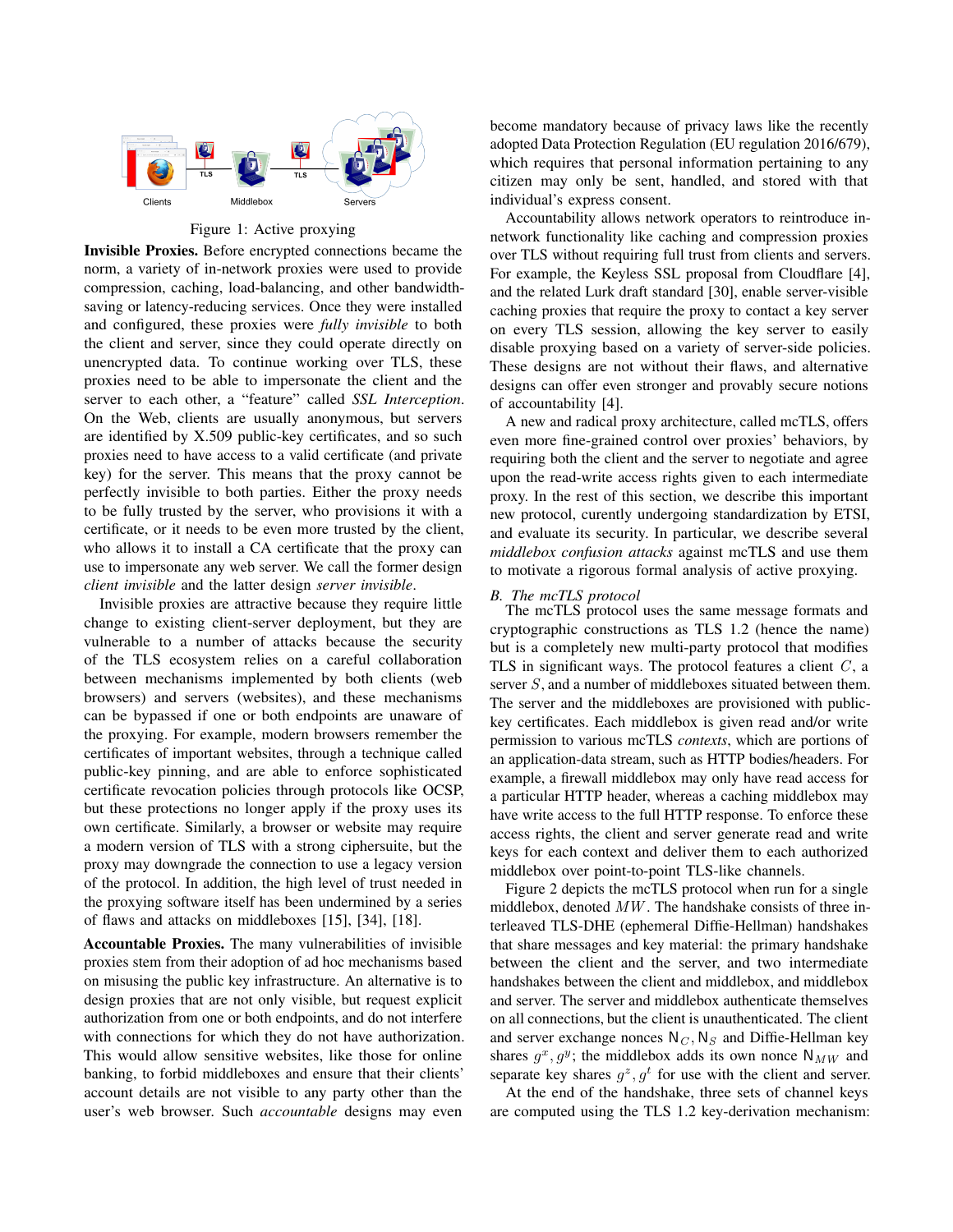Clients

TLS

Middlebox

TLS

Servers

Figure 1: Active proxying

**Invisible Proxies.** Before encrypted connections became the norm, a variety of in-network proxies were used to provide compression, caching, load-balancing, and other bandwidth-saving or latency-reducing services. Once they were installed and configured, these proxies were *fully invisible* to both the client and server, since they could operate directly on unencrypted data. To continue working over TLS, these proxies need to be able to impersonate the client and the server to each other, a "feature" called *SSL Interception*. On the Web, clients are usually anonymous, but servers are identified by X.509 public-key certificates, and so such proxies need to have access to a valid certificate (and private key) for the server. This means that the proxy cannot be perfectly invisible to both parties. Either the proxy needs to be fully trusted by the server, who provisions it with a certificate, or it needs to be even more trusted by the client, who allows it to install a CA certificate that the proxy can use to impersonate any web server. We call the former design *client invisible* and the latter design *server invisible*.

Invisible proxies are attractive because they require little change to existing client-server deployment, but they are vulnerable to a number of attacks because the security of the TLS ecosystem relies on a careful collaboration between mechanisms implemented by both clients (web browsers) and servers (websites), and these mechanisms can be bypassed if one or both endpoints are unaware of the proxying. For example, modern browsers remember the certificates of important websites, through a technique called public-key pinning, and are able to enforce sophisticated certificate revocation policies through protocols like OCSP, but these protections no longer apply if the proxy uses its own certificate. Similarly, a browser or website may require a modern version of TLS with a strong ciphersuite, but the proxy may downgrade the connection to use a legacy version of the protocol. In addition, the high level of trust needed in the proxying software itself has been undermined by a series of flaws and attacks on middleboxes [15], [34], [18].

**Accountable Proxies.** The many vulnerabilities of invisible proxies stem from their adoption of ad hoc mechanisms based on misusing the public key infrastructure. An alternative is to design proxies that are not only visible, but request explicit authorization from one or both endpoints, and do not interfere with connections for which they do not have authorization. This would allow sensitive websites, like those for online banking, to forbid middleboxes and ensure that their clients' account details are not visible to any party other than the user's web browser. Such *accountable* designs may even become mandatory because of privacy laws like the recently adopted Data Protection Regulation (EU regulation 2016/679), which requires that personal information pertaining to any citizen may only be sent, handled, and stored with that individual's express consent.

Accountability allows network operators to reintroduce in-network functionality like caching and compression proxies over TLS without requiring full trust from clients and servers. For example, the Keyless SSL proposal from Cloudflare [4], and the related Lurk draft standard [30], enable server-visible caching proxies that require the proxy to contact a key server on every TLS session, allowing the key server to easily disable proxying based on a variety of server-side policies. These designs are not without their flaws, and alternative designs can offer even stronger and provably secure notions of accountability [4].

A new and radical proxy architecture, called mcTLS, offers even more fine-grained control over proxies' behaviors, by requiring both the client and the server to negotiate and agree upon the read-write access rights given to each intermediate proxy. In the rest of this section, we describe this important new protocol, currently undergoing standardization by ETSI, and evaluate its security. In particular, we describe several *middlebox confusion attacks* against mcTLS and use them to motivate a rigorous formal analysis of active proxying.

### *B. The mcTLS protocol*

The mcTLS protocol uses the same message formats and cryptographic constructions as TLS 1.2 (hence the name) but is a completely new multi-party protocol that modifies TLS in significant ways. The protocol features a client $C$, a server $S$, and a number of middleboxes situated between them. The server and the middleboxes are provisioned with public-key certificates. Each middlebox is given read and/or write permission to various mcTLS *contexts*, which are portions of an application-data stream, such as HTTP bodies/headers. For example, a firewall middlebox may only have read access for a particular HTTP header, whereas a caching middlebox may have write access to the full HTTP response. To enforce these access rights, the client and server generate read and write keys for each context and deliver them to each authorized middlebox over point-to-point TLS-like channels.

Figure 2 depicts the mcTLS protocol when run for a single middlebox, denoted $MW$. The handshake consists of three interleaved TLS-DHE (ephemeral Diffie-Hellman) handshakes that share messages and key material: the primary handshake between the client and the server, and two intermediate handshakes between the client and middlebox, and middlebox and server. The server and middlebox authenticate themselves on all connections, but the client is unauthenticated. The client and server exchange nonces $\mathsf{N}_C, \mathsf{N}_S$ and Diffie-Hellman key shares $g^x, g^y$; the middlebox adds its own nonce $\mathsf{N}_{MW}$ and separate key shares $g^z, g^t$ for use with the client and server.

At the end of the handshake, three sets of channel keys are computed using the TLS 1.2 key-derivation mechanism: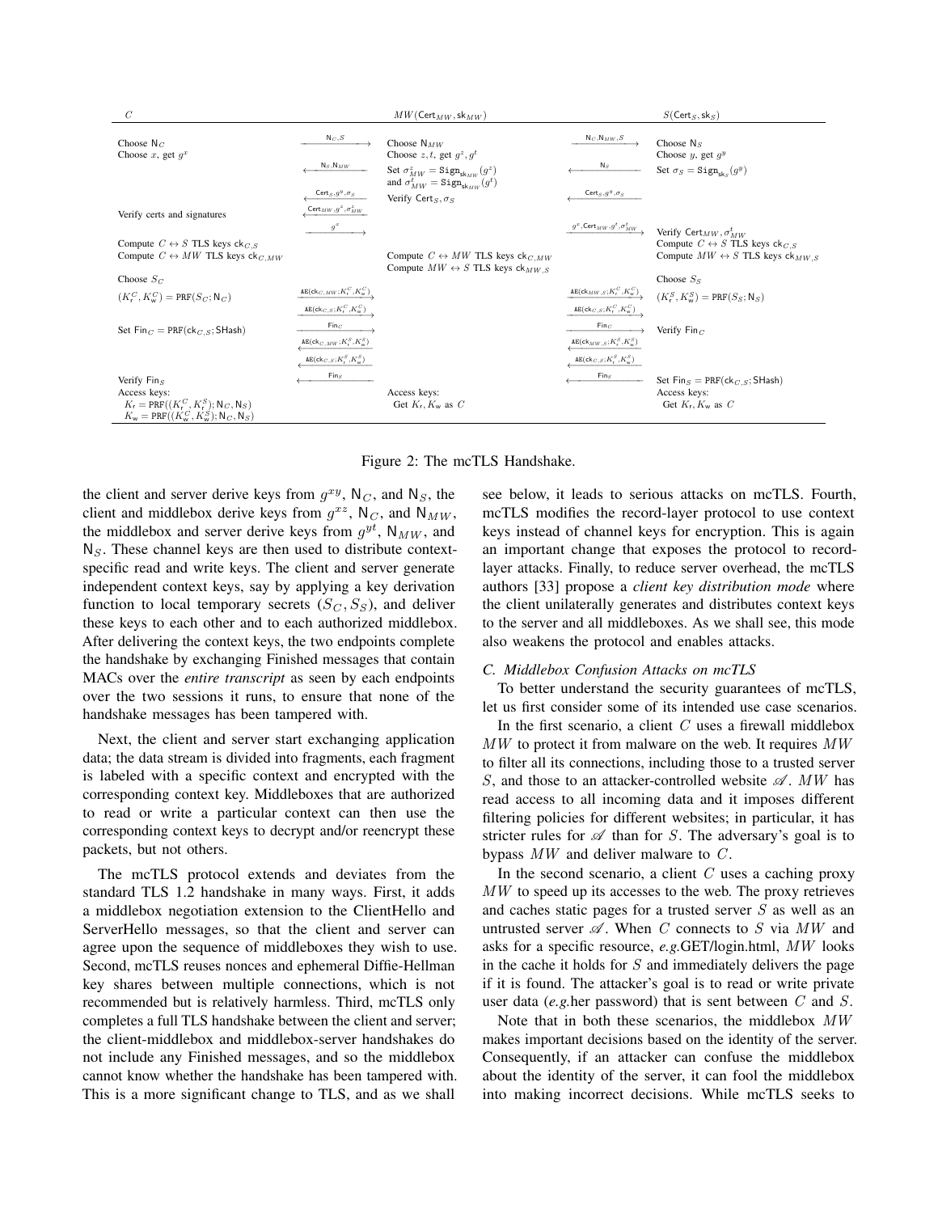| $C$ | | $MW(\mathsf{Cert}_{MW}, \mathsf{sk}_{MW})$ | | $S(\mathsf{Cert}_S, \mathsf{sk}_S)$ |
|---|---|---|---|---|
| Choose $\mathsf{N}_C$<br>Choose $x$, get $g^x$ | $\xrightarrow{\mathsf{N}_C, S}$ | Choose $\mathsf{N}_{MW}$<br>Choose $z, t$, get $g^z, g^t$ | $\xrightarrow{\mathsf{N}_C, \mathsf{N}_{MW}, S}$ | Choose $\mathsf{N}_S$<br>Choose $y$, get $g^y$ |
| | $\xleftarrow{\mathsf{N}_S, \mathsf{N}_{MW}}$ | Set $\sigma^z_{MW} = \mathtt{Sign}_{\mathsf{sk}_{MW}}(g^z)$<br>and $\sigma^t_{MW} = \mathtt{Sign}_{\mathsf{sk}_{MW}}(g^t)$ | $\xleftarrow{\mathsf{N}_S}$ | Set $\sigma_S = \mathtt{Sign}_{\mathsf{sk}_S}(g^y)$ |
| | $\xleftarrow{\mathsf{Cert}_S, g^y, \sigma_S}$ | Verify $\mathsf{Cert}_S, \sigma_S$ | $\xleftarrow{\mathsf{Cert}_S, g^y, \sigma_S}$ | |
| Verify certs and signatures | $\xleftarrow{\mathsf{Cert}_{MW}, g^z, \sigma^z_{MW}}$ | | | |
| | $\xrightarrow{g^x}$ | | $\xrightarrow{g^x, \mathsf{Cert}_{MW}, g^t, \sigma^t_{MW}}$ | Verify $\mathsf{Cert}_{MW}, \sigma^t_{MW}$ |
| Compute $C \leftrightarrow S$ TLS keys $\mathsf{ck}_{C,S}$<br>Compute $C \leftrightarrow MW$ TLS keys $\mathsf{ck}_{C,MW}$ | | Compute $C \leftrightarrow MW$ TLS keys $\mathsf{ck}_{C,MW}$<br>Compute $MW \leftrightarrow S$ TLS keys $\mathsf{ck}_{MW,S}$ | | Compute $C \leftrightarrow S$ TLS keys $\mathsf{ck}_{C,S}$<br>Compute $MW \leftrightarrow S$ TLS keys $\mathsf{ck}_{MW,S}$ |
| Choose $S_C$ | | | | Choose $S_S$ |
| $(K^C_r, K^C_w) = \mathtt{PRF}(S_C; \mathsf{N}_C)$ | $\xrightarrow{\mathtt{AE}(\mathsf{ck}_{C,MW}; K^C_r, K^C_w)}$<br>$\xrightarrow{\mathtt{AE}(\mathsf{ck}_{C,S}; K^C_r, K^C_w)}$ | | $\xrightarrow{\mathtt{AE}(\mathsf{ck}_{MW,S}; K^C_r, K^C_w)}$<br>$\xrightarrow{\mathtt{AE}(\mathsf{ck}_{C,S}; K^C_r, K^C_w)}$ | $(K^S_r, K^S_w) = \mathtt{PRF}(S_S; \mathsf{N}_S)$ |
| Set $\mathsf{Fin}_C = \mathtt{PRF}(\mathsf{ck}_{C,S}; \mathsf{SHash})$ | $\xrightarrow{\mathsf{Fin}_C}$ | | $\xrightarrow{\mathsf{Fin}_C}$ | Verify $\mathsf{Fin}_C$ |
| | $\xleftarrow{\mathtt{AE}(\mathsf{ck}_{C,MW}; K^S_r, K^S_w)}$<br>$\xleftarrow{\mathtt{AE}(\mathsf{ck}_{C,S}; K^S_r, K^S_w)}$ | | $\xleftarrow{\mathtt{AE}(\mathsf{ck}_{MW,S}; K^S_r, K^S_w)}$<br>$\xleftarrow{\mathtt{AE}(\mathsf{ck}_{C,S}; K^S_r, K^S_w)}$ | |
| Verify $\mathsf{Fin}_S$ | $\xleftarrow{\mathsf{Fin}_S}$ | | $\xleftarrow{\mathsf{Fin}_S}$ | Set $\mathsf{Fin}_S = \mathtt{PRF}(\mathsf{ck}_{C,S}; \mathsf{SHash})$ |
| Access keys:<br>$K_r = \mathtt{PRF}((K^C_r, K^S_r); \mathsf{N}_C, \mathsf{N}_S)$<br>$K_w = \mathtt{PRF}((K^C_w, K^S_w); \mathsf{N}_C, \mathsf{N}_S)$ | | Access keys:<br>Get $K_r, K_w$ as $C$ | | Access keys:<br>Get $K_r, K_w$ as $C$ |

Figure 2: The mcTLS Handshake.

the client and server derive keys from $g^{xy}$, $\mathsf{N}_C$, and $\mathsf{N}_S$, the client and middlebox derive keys from $g^{xz}$, $\mathsf{N}_C$, and $\mathsf{N}_{MW}$, the middlebox and server derive keys from $g^{yt}$, $\mathsf{N}_{MW}$, and $\mathsf{N}_S$. These channel keys are then used to distribute context-specific read and write keys. The client and server generate independent context keys, say by applying a key derivation function to local temporary secrets $(S_C, S_S)$, and deliver these keys to each other and to each authorized middlebox. After delivering the context keys, the two endpoints complete the handshake by exchanging Finished messages that contain MACs over the *entire transcript* as seen by each endpoints over the two sessions it runs, to ensure that none of the handshake messages has been tampered with.

Next, the client and server start exchanging application data; the data stream is divided into fragments, each fragment is labeled with a specific context and encrypted with the corresponding context key. Middleboxes that are authorized to read or write a particular context can then use the corresponding context keys to decrypt and/or reencrypt these packets, but not others.

The mcTLS protocol extends and deviates from the standard TLS 1.2 handshake in many ways. First, it adds a middlebox negotiation extension to the ClientHello and ServerHello messages, so that the client and server can agree upon the sequence of middleboxes they wish to use. Second, mcTLS reuses nonces and ephemeral Diffie-Hellman key shares between multiple connections, which is not recommended but is relatively harmless. Third, mcTLS only completes a full TLS handshake between the client and server; the client-middlebox and middlebox-server handshakes do not include any Finished messages, and so the middlebox cannot know whether the handshake has been tampered with. This is a more significant change to TLS, and as we shall see below, it leads to serious attacks on mcTLS. Fourth, mcTLS modifies the record-layer protocol to use context keys instead of channel keys for encryption. This is again an important change that exposes the protocol to record-layer attacks. Finally, to reduce server overhead, the mcTLS authors [33] propose a *client key distribution mode* where the client unilaterally generates and distributes context keys to the server and all middleboxes. As we shall see, this mode also weakens the protocol and enables attacks.

### C. Middlebox Confusion Attacks on mcTLS

To better understand the security guarantees of mcTLS, let us first consider some of its intended use case scenarios.

In the first scenario, a client $C$ uses a firewall middlebox $MW$ to protect it from malware on the web. It requires $MW$ to filter all its connections, including those to a trusted server $S$, and those to an attacker-controlled website $\mathscr{A}$. $MW$ has read access to all incoming data and it imposes different filtering policies for different websites; in particular, it has stricter rules for $\mathscr{A}$ than for $S$. The adversary's goal is to bypass $MW$ and deliver malware to $C$.

In the second scenario, a client $C$ uses a caching proxy $MW$ to speed up its accesses to the web. The proxy retrieves and caches static pages for a trusted server $S$ as well as an untrusted server $\mathscr{A}$. When $C$ connects to $S$ via $MW$ and asks for a specific resource, *e.g.*GET/login.html, $MW$ looks in the cache it holds for $S$ and immediately delivers the page if it is found. The attacker's goal is to read or write private user data (*e.g.*her password) that is sent between $C$ and $S$.

Note that in both these scenarios, the middlebox $MW$ makes important decisions based on the identity of the server. Consequently, if an attacker can confuse the middlebox about the identity of the server, it can fool the middlebox into making incorrect decisions. While mcTLS seeks to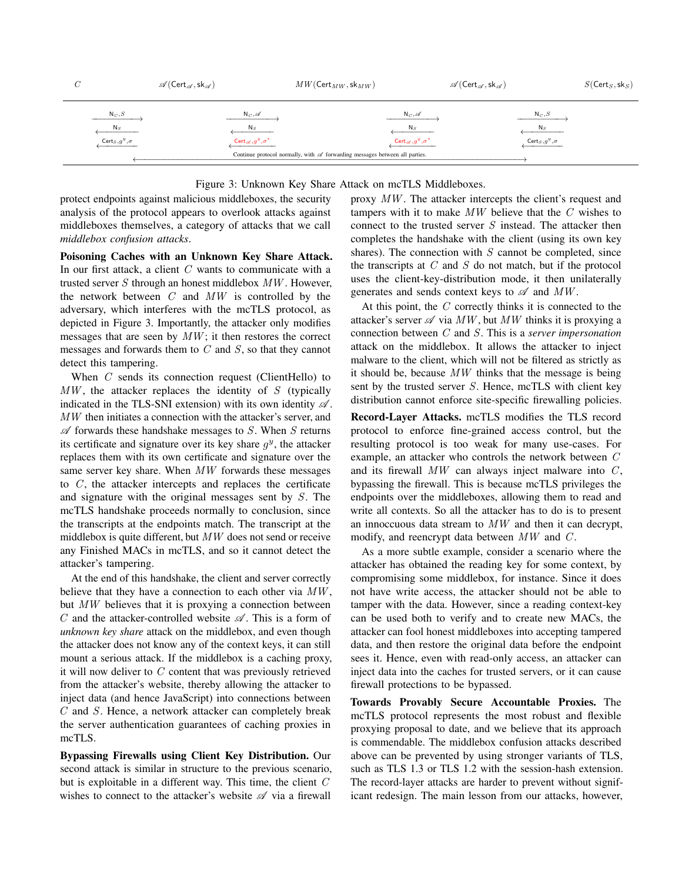| $C$ | $\mathscr{A}(\mathsf{Cert}_{\mathscr{A}}, \mathsf{sk}_{\mathscr{A}})$ | $MW(\mathsf{Cert}_{MW}, \mathsf{sk}_{MW})$ | $\mathscr{A}(\mathsf{Cert}_{\mathscr{A}}, \mathsf{sk}_{\mathscr{A}})$ | $S(\mathsf{Cert}_S, \mathsf{sk}_S)$ |
|---|---|---|---|---|
| $\mathsf{N}_C, S$ → | $\mathsf{N}_C, \mathscr{A}$ → | $\mathsf{N}_C, \mathscr{A}$ → | $\mathsf{N}_C, S$ → | |
| ← $\mathsf{N}_S$ | ← $\mathsf{N}_S$ | ← $\mathsf{N}_S$ | ← $\mathsf{N}_S$ | |
| ← $\mathsf{Cert}_S, g^y, \sigma$ | ← $\mathsf{Cert}_{\mathscr{A}}, g^y, \sigma^*$ | ← $\mathsf{Cert}_{\mathscr{A}}, g^y, \sigma^*$ | ← $\mathsf{Cert}_S, g^y, \sigma$ | |
| ↔ Continue protocol normally, with $\mathscr{A}$ forwarding messages between all parties. | | | | |

Figure 3: Unknown Key Share Attack on mcTLS Middleboxes.

protect endpoints against malicious middleboxes, the security analysis of the protocol appears to overlook attacks against middleboxes themselves, a category of attacks that we call *middlebox confusion attacks*.

**Poisoning Caches with an Unknown Key Share Attack.** In our first attack, a client $C$ wants to communicate with a trusted server $S$ through an honest middlebox $MW$. However, the network between $C$ and $MW$ is controlled by the adversary, which interferes with the mcTLS protocol, as depicted in Figure 3. Importantly, the attacker only modifies messages that are seen by $MW$; it then restores the correct messages and forwards them to $C$ and $S$, so that they cannot detect this tampering.

When $C$ sends its connection request (ClientHello) to $MW$, the attacker replaces the identity of $S$ (typically indicated in the TLS-SNI extension) with its own identity $\mathscr{A}$. $MW$ then initiates a connection with the attacker's server, and $\mathscr{A}$ forwards these handshake messages to $S$. When $S$ returns its certificate and signature over its key share $g^y$, the attacker replaces them with its own certificate and signature over the same server key share. When $MW$ forwards these messages to $C$, the attacker intercepts and replaces the certificate and signature with the original messages sent by $S$. The mcTLS handshake proceeds normally to conclusion, since the transcripts at the endpoints match. The transcript at the middlebox is quite different, but $MW$ does not send or receive any Finished MACs in mcTLS, and so it cannot detect the attacker's tampering.

At the end of this handshake, the client and server correctly believe that they have a connection to each other via $MW$, but $MW$ believes that it is proxying a connection between $C$ and the attacker-controlled website $\mathscr{A}$. This is a form of *unknown key share* attack on the middlebox, and even though the attacker does not know any of the context keys, it can still mount a serious attack. If the middlebox is a caching proxy, it will now deliver to $C$ content that was previously retrieved from the attacker's website, thereby allowing the attacker to inject data (and hence JavaScript) into connections between $C$ and $S$. Hence, a network attacker can completely break the server authentication guarantees of caching proxies in mcTLS.

**Bypassing Firewalls using Client Key Distribution.** Our second attack is similar in structure to the previous scenario, but is exploitable in a different way. This time, the client $C$ wishes to connect to the attacker's website $\mathscr{A}$ via a firewall proxy $MW$. The attacker intercepts the client's request and tampers with it to make $MW$ believe that the $C$ wishes to connect to the trusted server $S$ instead. The attacker then completes the handshake with the client (using its own key shares). The connection with $S$ cannot be completed, since the transcripts at $C$ and $S$ do not match, but if the protocol uses the client-key-distribution mode, it then unilaterally generates and sends context keys to $\mathscr{A}$ and $MW$.

At this point, the $C$ correctly thinks it is connected to the attacker's server $\mathscr{A}$ via $MW$, but $MW$ thinks it is proxying a connection between $C$ and $S$. This is a *server impersonation* attack on the middlebox. It allows the attacker to inject malware to the client, which will not be filtered as strictly as it should be, because $MW$ thinks that the message is being sent by the trusted server $S$. Hence, mcTLS with client key distribution cannot enforce site-specific firewalling policies.

**Record-Layer Attacks.** mcTLS modifies the TLS record protocol to enforce fine-grained access control, but the resulting protocol is too weak for many use-cases. For example, an attacker who controls the network between $C$ and its firewall $MW$ can always inject malware into $C$, bypassing the firewall. This is because mcTLS privileges the endpoints over the middleboxes, allowing them to read and write all contexts. So all the attacker has to do is to present an innocuous data stream to $MW$ and then it can decrypt, modify, and reencrypt data between $MW$ and $C$.

As a more subtle example, consider a scenario where the attacker has obtained the reading key for some context, by compromising some middlebox, for instance. Since it does not have write access, the attacker should not be able to tamper with the data. However, since a reading context-key can be used both to verify and to create new MACs, the attacker can fool honest middleboxes into accepting tampered data, and then restore the original data before the endpoint sees it. Hence, even with read-only access, an attacker can inject data into the caches for trusted servers, or it can cause firewall protections to be bypassed.

**Towards Provably Secure Accountable Proxies.** The mcTLS protocol represents the most robust and flexible proxying proposal to date, and we believe that its approach is commendable. The middlebox confusion attacks described above can be prevented by using stronger variants of TLS, such as TLS 1.3 or TLS 1.2 with the session-hash extension. The record-layer attacks are harder to prevent without significant redesign. The main lesson from our attacks, however,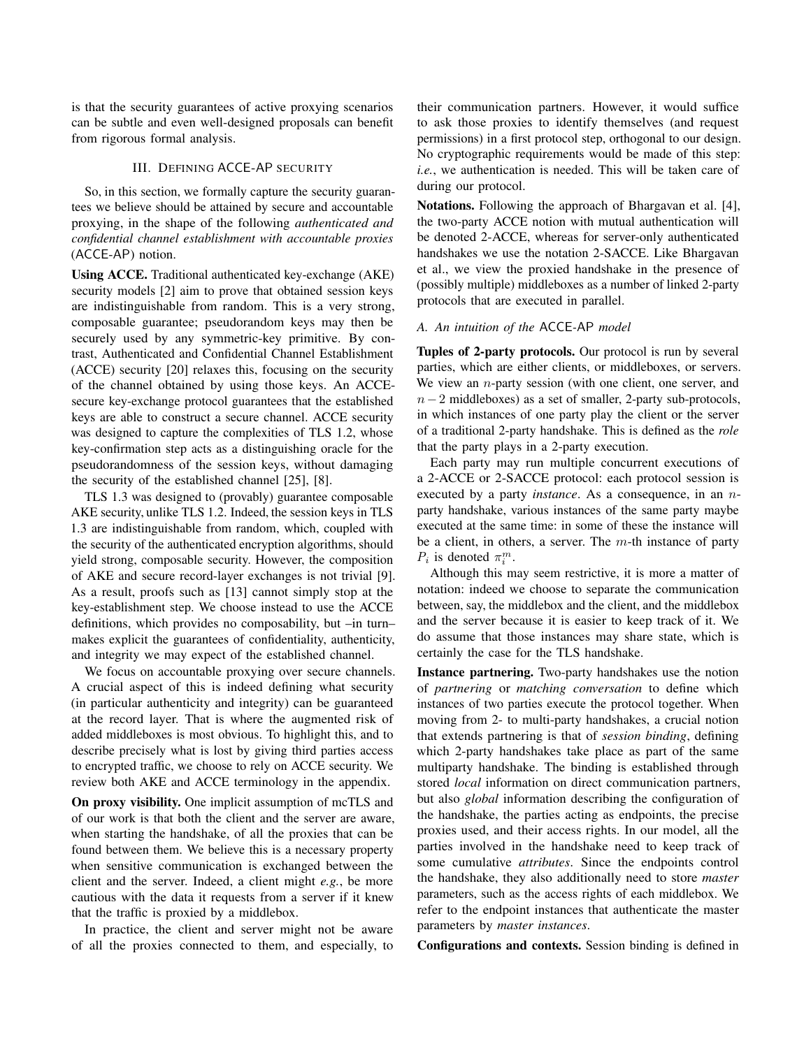is that the security guarantees of active proxying scenarios can be subtle and even well-designed proposals can benefit from rigorous formal analysis.

## III. Defining ACCE-AP security

So, in this section, we formally capture the security guarantees we believe should be attained by secure and accountable proxying, in the shape of the following *authenticated and confidential channel establishment with accountable proxies* (ACCE-AP) notion.

**Using ACCE.** Traditional authenticated key-exchange (AKE) security models [2] aim to prove that obtained session keys are indistinguishable from random. This is a very strong, composable guarantee; pseudorandom keys may then be securely used by any symmetric-key primitive. By contrast, Authenticated and Confidential Channel Establishment (ACCE) security [20] relaxes this, focusing on the security of the channel obtained by using those keys. An ACCE-secure key-exchange protocol guarantees that the established keys are able to construct a secure channel. ACCE security was designed to capture the complexities of TLS 1.2, whose key-confirmation step acts as a distinguishing oracle for the pseudorandomness of the session keys, without damaging the security of the established channel [25], [8].

TLS 1.3 was designed to (provably) guarantee composable AKE security, unlike TLS 1.2. Indeed, the session keys in TLS 1.3 are indistinguishable from random, which, coupled with the security of the authenticated encryption algorithms, should yield strong, composable security. However, the composition of AKE and secure record-layer exchanges is not trivial [9]. As a result, proofs such as [13] cannot simply stop at the key-establishment step. We choose instead to use the ACCE definitions, which provides no composability, but –in turn– makes explicit the guarantees of confidentiality, authenticity, and integrity we may expect of the established channel.

We focus on accountable proxying over secure channels. A crucial aspect of this is indeed defining what security (in particular authenticity and integrity) can be guaranteed at the record layer. That is where the augmented risk of added middleboxes is most obvious. To highlight this, and to describe precisely what is lost by giving third parties access to encrypted traffic, we choose to rely on ACCE security. We review both AKE and ACCE terminology in the appendix.

**On proxy visibility.** One implicit assumption of mcTLS and of our work is that both the client and the server are aware, when starting the handshake, of all the proxies that can be found between them. We believe this is a necessary property when sensitive communication is exchanged between the client and the server. Indeed, a client might *e.g.*, be more cautious with the data it requests from a server if it knew that the traffic is proxied by a middlebox.

In practice, the client and server might not be aware of all the proxies connected to them, and especially, to their communication partners. However, it would suffice to ask those proxies to identify themselves (and request permissions) in a first protocol step, orthogonal to our design. No cryptographic requirements would be made of this step: *i.e.*, we authentication is needed. This will be taken care of during our protocol.

**Notations.** Following the approach of Bhargavan et al. [4], the two-party ACCE notion with mutual authentication will be denoted 2-ACCE, whereas for server-only authenticated handshakes we use the notation 2-SACCE. Like Bhargavan et al., we view the proxied handshake in the presence of (possibly multiple) middleboxes as a number of linked 2-party protocols that are executed in parallel.

### A. An intuition of the ACCE-AP model

**Tuples of 2-party protocols.** Our protocol is run by several parties, which are either clients, or middleboxes, or servers. We view an $n$-party session (with one client, one server, and $n-2$ middleboxes) as a set of smaller, 2-party sub-protocols, in which instances of one party play the client or the server of a traditional 2-party handshake. This is defined as the *role* that the party plays in a 2-party execution.

Each party may run multiple concurrent executions of a 2-ACCE or 2-SACCE protocol: each protocol session is executed by a party *instance*. As a consequence, in an $n$-party handshake, various instances of the same party maybe executed at the same time: in some of these the instance will be a client, in others, a server. The $m$-th instance of party $P_i$ is denoted $\pi_i^m$.

Although this may seem restrictive, it is more a matter of notation: indeed we choose to separate the communication between, say, the middlebox and the client, and the middlebox and the server because it is easier to keep track of it. We do assume that those instances may share state, which is certainly the case for the TLS handshake.

**Instance partnering.** Two-party handshakes use the notion of *partnering* or *matching conversation* to define which instances of two parties execute the protocol together. When moving from 2- to multi-party handshakes, a crucial notion that extends partnering is that of *session binding*, defining which 2-party handshakes take place as part of the same multiparty handshake. The binding is established through stored *local* information on direct communication partners, but also *global* information describing the configuration of the handshake, the parties acting as endpoints, the precise proxies used, and their access rights. In our model, all the parties involved in the handshake need to keep track of some cumulative *attributes*. Since the endpoints control the handshake, they also additionally need to store *master* parameters, such as the access rights of each middlebox. We refer to the endpoint instances that authenticate the master parameters by *master instances*.

**Configurations and contexts.** Session binding is defined in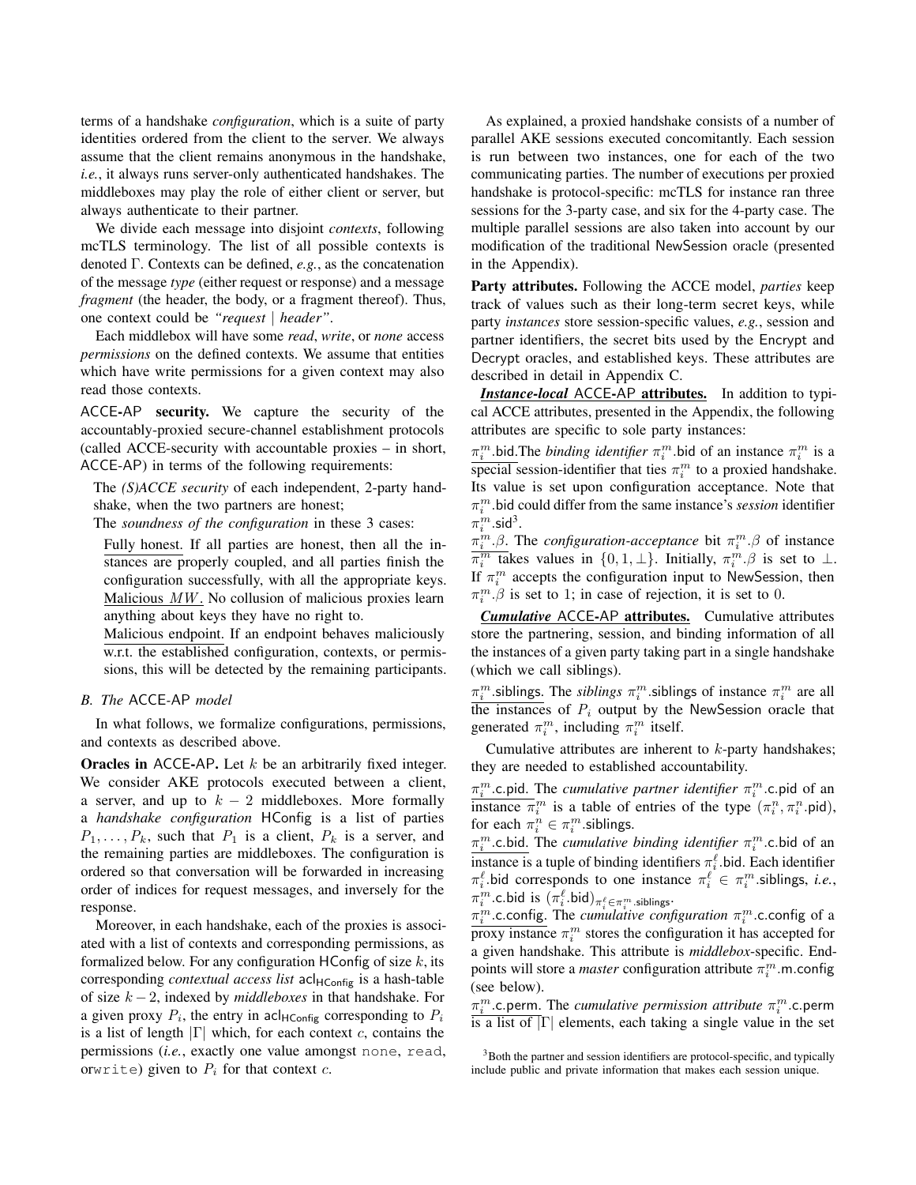terms of a handshake *configuration*, which is a suite of party identities ordered from the client to the server. We always assume that the client remains anonymous in the handshake, *i.e.*, it always runs server-only authenticated handshakes. The middleboxes may play the role of either client or server, but always authenticate to their partner.

We divide each message into disjoint *contexts*, following mcTLS terminology. The list of all possible contexts is denoted $\Gamma$. Contexts can be defined, *e.g.*, as the concatenation of the message *type* (either request or response) and a message *fragment* (the header, the body, or a fragment thereof). Thus, one context could be *"request | header"*.

Each middlebox will have some *read*, *write*, or *none* access *permissions* on the defined contexts. We assume that entities which have write permissions for a given context may also read those contexts.

ACCE-AP **security.** We capture the security of the accountably-proxied secure-channel establishment protocols (called ACCE-security with accountable proxies – in short, ACCE-AP) in terms of the following requirements:

The *(S)ACCE security* of each independent, 2-party handshake, when the two partners are honest;

The *soundness of the configuration* in these 3 cases:

Fully honest. If all parties are honest, then all the instances are properly coupled, and all parties finish the configuration successfully, with all the appropriate keys.

Malicious $MW$. No collusion of malicious proxies learn anything about keys they have no right to.

Malicious endpoint. If an endpoint behaves maliciously w.r.t. the established configuration, contexts, or permissions, this will be detected by the remaining participants.

### *B. The* ACCE-AP *model*

In what follows, we formalize configurations, permissions, and contexts as described above.

**Oracles in** ACCE-AP**.** Let $k$ be an arbitrarily fixed integer. We consider AKE protocols executed between a client, a server, and up to $k-2$ middleboxes. More formally a *handshake configuration* HConfig is a list of parties $P_1, \ldots, P_k$, such that $P_1$ is a client, $P_k$ is a server, and the remaining parties are middleboxes. The configuration is ordered so that conversation will be forwarded in increasing order of indices for request messages, and inversely for the response.

Moreover, in each handshake, each of the proxies is associated with a list of contexts and corresponding permissions, as formalized below. For any configuration HConfig of size $k$, its corresponding *contextual access list* $\mathsf{acl}_{\mathsf{HConfig}}$ is a hash-table of size $k-2$, indexed by *middleboxes* in that handshake. For a given proxy $P_i$, the entry in $\mathsf{acl}_{\mathsf{HConfig}}$ corresponding to $P_i$ is a list of length $|\Gamma|$ which, for each context $c$, contains the permissions (*i.e.*, exactly one value amongst none, read, orwrite) given to $P_i$ for that context $c$.

As explained, a proxied handshake consists of a number of parallel AKE sessions executed concomitantly. Each session is run between two instances, one for each of the two communicating parties. The number of executions per proxied handshake is protocol-specific: mcTLS for instance ran three sessions for the 3-party case, and six for the 4-party case. The multiple parallel sessions are also taken into account by our modification of the traditional NewSession oracle (presented in the Appendix).

**Party attributes.** Following the ACCE model, *parties* keep track of values such as their long-term secret keys, while party *instances* store session-specific values, *e.g.*, session and partner identifiers, the secret bits used by the Encrypt and Decrypt oracles, and established keys. These attributes are described in detail in Appendix C.

***Instance-local*** **ACCE-AP attributes.** In addition to typical ACCE attributes, presented in the Appendix, the following attributes are specific to sole party instances:

$\pi_i^m$.bid.The *binding identifier* $\pi_i^m$.bid of an instance $\pi_i^m$ is a special session-identifier that ties $\pi_i^m$ to a proxied handshake. Its value is set upon configuration acceptance. Note that $\pi_i^m$.bid could differ from the same instance's *session* identifier $\pi_i^m$.sid[3].

$\pi_i^m.\beta$. The *configuration-acceptance* bit $\pi_i^m.\beta$ of instance $\pi_i^m$ takes values in $\{0, 1, \bot\}$. Initially, $\pi_i^m.\beta$ is set to $\bot$. If $\pi_i^m$ accepts the configuration input to NewSession, then $\pi_i^m.\beta$ is set to 1; in case of rejection, it is set to 0.

***Cumulative*** **ACCE-AP attributes.** Cumulative attributes store the partnering, session, and binding information of all the instances of a given party taking part in a single handshake (which we call siblings).

$\pi_i^m$.siblings. The *siblings* $\pi_i^m$.siblings of instance $\pi_i^m$ are all the instances of $P_i$ output by the NewSession oracle that generated $\pi_i^m$, including $\pi_i^m$ itself.

Cumulative attributes are inherent to $k$-party handshakes; they are needed to established accountability.

$\pi_i^m$.c.pid. The *cumulative partner identifier* $\pi_i^m$.c.pid of an instance $\pi_i^m$ is a table of entries of the type $(\pi_i^n, \pi_i^n.\mathsf{pid})$, for each $\pi_i^n \in \pi_i^m$.siblings.

$\pi_i^m$.c.bid. The *cumulative binding identifier* $\pi_i^m$.c.bid of an instance is a tuple of binding identifiers $\pi_i^\ell$.bid. Each identifier $\pi_i^\ell$.bid corresponds to one instance $\pi_i^\ell \in \pi_i^m$.siblings, *i.e.*, $\pi_i^m$.c.bid is $(\pi_i^\ell.\mathsf{bid})_{\pi_i^\ell \in \pi_i^m.\mathsf{siblings}}$.

$\pi_i^m$.c.config. The *cumulative configuration* $\pi_i^m$.c.config of a proxy instance $\pi_i^m$ stores the configuration it has accepted for a given handshake. This attribute is *middlebox*-specific. Endpoints will store a *master* configuration attribute $\pi_i^m$.m.config (see below).

$\pi_i^m$.c.perm. The *cumulative permission attribute* $\pi_i^m$.c.perm is a list of $|\Gamma|$ elements, each taking a single value in the set

[3]Both the partner and session identifiers are protocol-specific, and typically include public and private information that makes each session unique.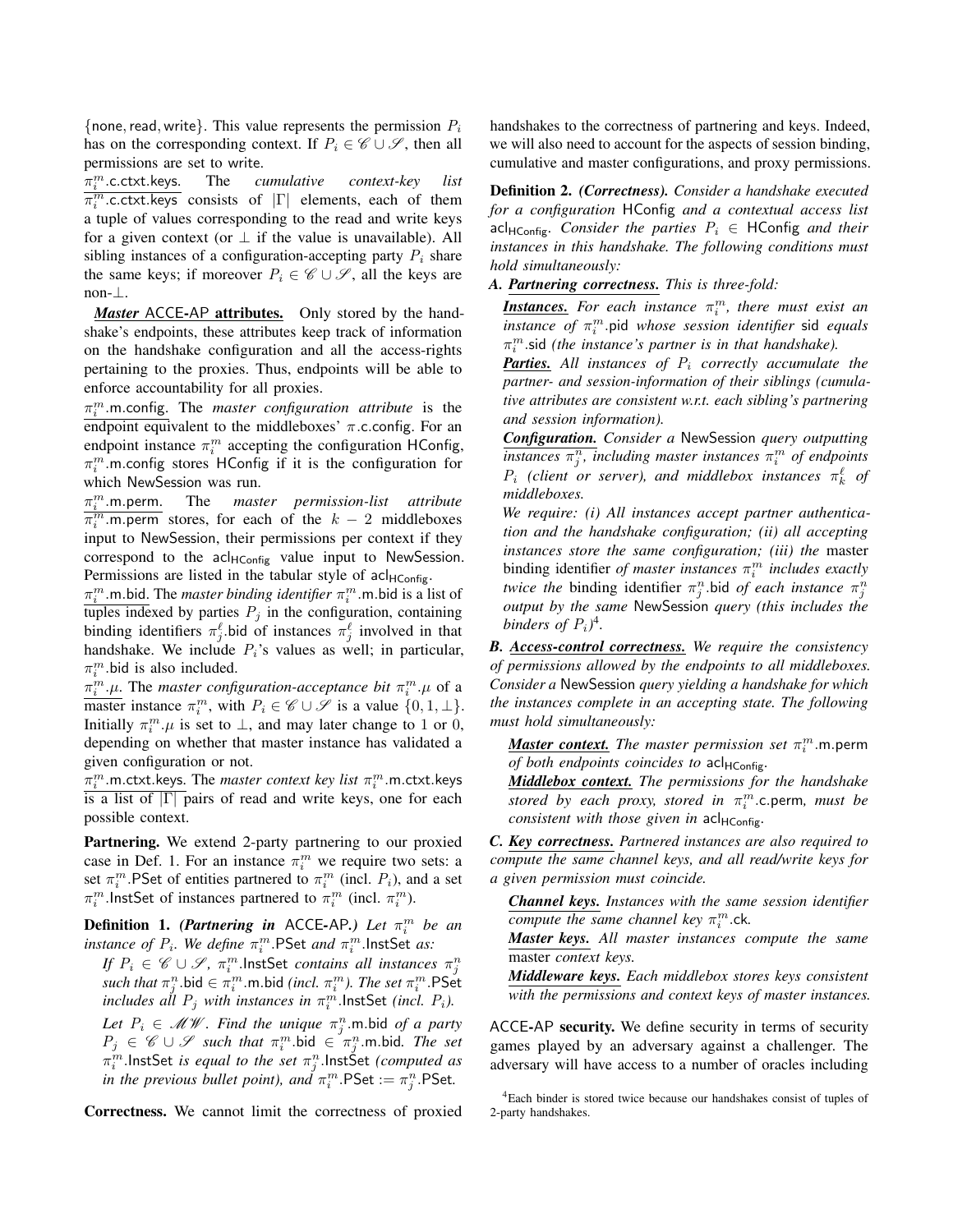{none, read, write}. This value represents the permission $P_i$ has on the corresponding context. If $P_i \in \mathscr{C} \cup \mathscr{S}$, then all permissions are set to write.

$\underline{\pi_i^m.\mathsf{c.ctxt.keys}}$. The *cumulative context-key list* $\pi_i^m.\mathsf{c.ctxt.keys}$ consists of $|\Gamma|$ elements, each of them a tuple of values corresponding to the read and write keys for a given context (or $\perp$ if the value is unavailable). All sibling instances of a configuration-accepting party $P_i$ share the same keys; if moreover $P_i \in \mathscr{C} \cup \mathscr{S}$, all the keys are non-$\perp$.

***Master* ACCE-AP attributes.** Only stored by the handshake's endpoints, these attributes keep track of information on the handshake configuration and all the access-rights pertaining to the proxies. Thus, endpoints will be able to enforce accountability for all proxies.

$\underline{\pi_i^m.\mathsf{m.config}}$. The *master configuration attribute* is the endpoint equivalent to the middleboxes' $\pi.\mathsf{c.config}$. For an endpoint instance $\pi_i^m$ accepting the configuration HConfig, $\pi_i^m.\mathsf{m.config}$ stores HConfig if it is the configuration for which NewSession was run.

$\underline{\pi_i^m.\mathsf{m.perm}}$. The *master permission-list attribute* $\pi_i^m.\mathsf{m.perm}$ stores, for each of the $k-2$ middleboxes input to NewSession, their permissions per context if they correspond to the $\mathsf{acl}_{\mathsf{HConfig}}$ value input to NewSession. Permissions are listed in the tabular style of $\mathsf{acl}_{\mathsf{HConfig}}$.

$\underline{\pi_i^m.\mathsf{m.bid}}$. The *master binding identifier* $\pi_i^m.\mathsf{m.bid}$ is a list of tuples indexed by parties $P_j$ in the configuration, containing binding identifiers $\pi_j^\ell.\mathsf{bid}$ of instances $\pi_j^\ell$ involved in that handshake. We include $P_i$'s values as well; in particular, $\pi_i^m.\mathsf{bid}$ is also included.

$\underline{\pi_i^m.\mu}$. The *master configuration-acceptance bit* $\pi_i^m.\mu$ of a master instance $\pi_i^m$, with $P_i \in \mathscr{C} \cup \mathscr{S}$ is a value $\{0, 1, \perp\}$. Initially $\pi_i^m.\mu$ is set to $\perp$, and may later change to 1 or 0, depending on whether that master instance has validated a given configuration or not.

$\underline{\pi_i^m.\mathsf{m.ctxt.keys}}$. The *master context key list* $\pi_i^m.\mathsf{m.ctxt.keys}$ is a list of $|\Gamma|$ pairs of read and write keys, one for each possible context.

**Partnering.** We extend 2-party partnering to our proxied case in Def. 1. For an instance $\pi_i^m$ we require two sets: a set $\pi_i^m.\mathsf{PSet}$ of entities partnered to $\pi_i^m$ (incl. $P_i$), and a set $\pi_i^m.\mathsf{InstSet}$ of instances partnered to $\pi_i^m$ (incl. $\pi_i^m$).

**Definition 1.** ***(Partnering in* ACCE-AP.*)*** *Let $\pi_i^m$ be an instance of $P_i$. We define $\pi_i^m.\mathsf{PSet}$ and $\pi_i^m.\mathsf{InstSet}$ as:*

*If $P_i \in \mathscr{C} \cup \mathscr{S}$, $\pi_i^m.\mathsf{InstSet}$ contains all instances $\pi_j^n$ such that $\pi_j^n.\mathsf{bid} \in \pi_i^m.\mathsf{m.bid}$ (incl. $\pi_i^m$). The set $\pi_i^m.\mathsf{PSet}$ includes all $P_j$ with instances in $\pi_i^m.\mathsf{InstSet}$ (incl. $P_i$).*

*Let $P_i \in \mathscr{MW}$. Find the unique $\pi_j^n.\mathsf{m.bid}$ of a party $P_j \in \mathscr{C} \cup \mathscr{S}$ such that $\pi_i^m.\mathsf{bid} \in \pi_j^n.\mathsf{m.bid}$. The set $\pi_i^m.\mathsf{InstSet}$ is equal to the set $\pi_j^n.\mathsf{InstSet}$ (computed as in the previous bullet point), and $\pi_i^m.\mathsf{PSet} := \pi_j^n.\mathsf{PSet}$.*

**Correctness.** We cannot limit the correctness of proxied handshakes to the correctness of partnering and keys. Indeed, we will also need to account for the aspects of session binding, cumulative and master configurations, and proxy permissions.

**Definition 2.** ***(Correctness).*** *Consider a handshake executed for a configuration* HConfig *and a contextual access list* $\mathsf{acl}_{\mathsf{HConfig}}$. *Consider the parties $P_i \in$ HConfig and their instances in this handshake. The following conditions must hold simultaneously:*

***A.*** ***Partnering correctness.*** *This is three-fold:*

***Instances.*** *For each instance $\pi_i^m$, there must exist an instance of $\pi_i^m.\mathsf{pid}$ whose session identifier* sid *equals* $\pi_i^m.\mathsf{sid}$ *(the instance's partner is in that handshake).*

***Parties.*** *All instances of $P_i$ correctly accumulate the partner- and session-information of their siblings (cumulative attributes are consistent w.r.t. each sibling's partnering and session information).*

***Configuration.*** *Consider a* NewSession *query outputting instances $\pi_j^n$, including master instances $\pi_i^m$ of endpoints $P_i$ (client or server), and middlebox instances $\pi_k^\ell$ of middleboxes.*

*We require: (i) All instances accept partner authentication and the handshake configuration; (ii) all accepting instances store the same configuration; (iii) the* master binding identifier *of master instances $\pi_i^m$ includes exactly twice the* binding identifier *$\pi_j^n.\mathsf{bid}$ of each instance $\pi_j^n$ output by the same* NewSession *query (this includes the binders of $P_i$)*[4].

***B.*** ***Access-control correctness.*** *We require the consistency of permissions allowed by the endpoints to all middleboxes. Consider a* NewSession *query yielding a handshake for which the instances complete in an accepting state. The following must hold simultaneously:*

***Master context.*** *The master permission set $\pi_i^m.\mathsf{m.perm}$ of both endpoints coincides to $\mathsf{acl}_{\mathsf{HConfig}}$.*

***Middlebox context.*** *The permissions for the handshake stored by each proxy, stored in $\pi_i^m.\mathsf{c.perm}$, must be consistent with those given in $\mathsf{acl}_{\mathsf{HConfig}}$.*

***C.*** ***Key correctness.*** *Partnered instances are also required to compute the same channel keys, and all read/write keys for a given permission must coincide.*

***Channel keys.*** *Instances with the same session identifier compute the same channel key $\pi_i^m.\mathsf{ck}$.*

***Master keys.*** *All master instances compute the same* master *context keys.*

***Middleware keys.*** *Each middlebox stores keys consistent with the permissions and context keys of master instances.*

ACCE-AP **security.** We define security in terms of security games played by an adversary against a challenger. The adversary will have access to a number of oracles including

[4]Each binder is stored twice because our handshakes consist of tuples of 2-party handshakes.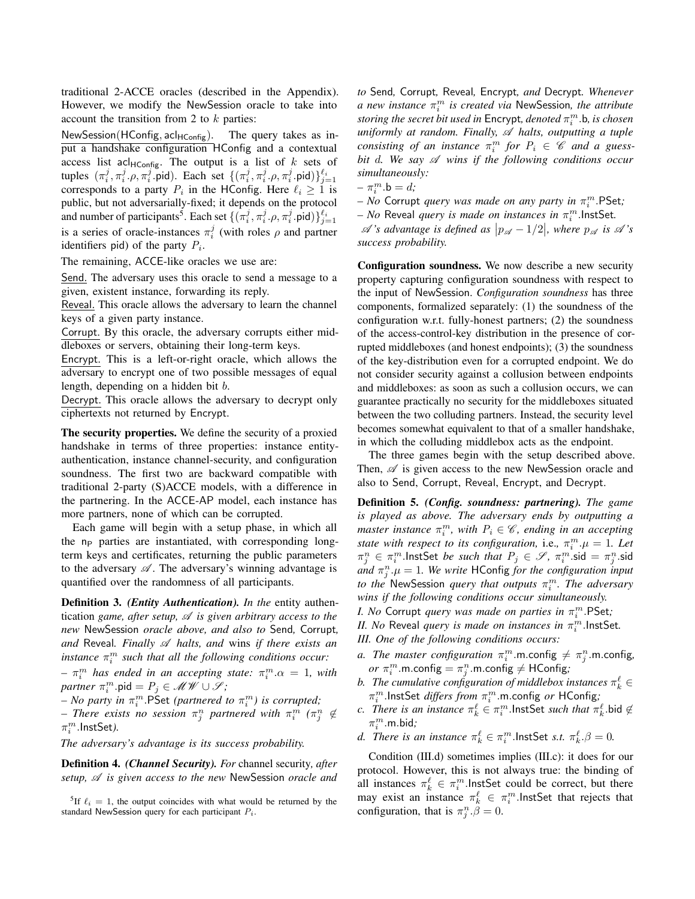traditional 2-ACCE oracles (described in the Appendix). However, we modify the NewSession oracle to take into account the transition from 2 to $k$ parties:

NewSession(HConfig, $\mathsf{acl}_{\mathsf{HConfig}}$). The query takes as input a handshake configuration HConfig and a contextual access list $\mathsf{acl}_{\mathsf{HConfig}}$. The output is a list of $k$ sets of tuples $(\pi_i^j, \pi_i^j.\rho, \pi_i^j.\mathsf{pid})$. Each set $\{(\pi_i^j, \pi_i^j.\rho, \pi_i^j.\mathsf{pid})\}_{j=1}^{\ell_i}$ corresponds to a party $P_i$ in the HConfig. Here $\ell_i \geq 1$ is public, but not adversarially-fixed; it depends on the protocol and number of participants[5]. Each set $\{(\pi_i^j, \pi_i^j.\rho, \pi_i^j.\mathsf{pid})\}_{j=1}^{\ell_i}$ is a series of oracle-instances $\pi_i^j$ (with roles $\rho$ and partner identifiers pid) of the party $P_i$.

The remaining, ACCE-like oracles we use are:

Send. The adversary uses this oracle to send a message to a given, existent instance, forwarding its reply.

Reveal. This oracle allows the adversary to learn the channel keys of a given party instance.

Corrupt. By this oracle, the adversary corrupts either middleboxes or servers, obtaining their long-term keys.

Encrypt. This is a left-or-right oracle, which allows the adversary to encrypt one of two possible messages of equal length, depending on a hidden bit $b$.

Decrypt. This oracle allows the adversary to decrypt only ciphertexts not returned by Encrypt.

**The security properties.** We define the security of a proxied handshake in terms of three properties: instance entity-authentication, instance channel-security, and configuration soundness. The first two are backward compatible with traditional 2-party (S)ACCE models, with a difference in the partnering. In the ACCE-AP model, each instance has more partners, none of which can be corrupted.

Each game will begin with a setup phase, in which all the $n_P$ parties are instantiated, with corresponding long-term keys and certificates, returning the public parameters to the adversary $\mathscr{A}$. The adversary's winning advantage is quantified over the randomness of all participants.

**Definition 3.** ***(Entity Authentication).*** *In the* entity authentication *game, after setup, $\mathscr{A}$ is given arbitrary access to the new* NewSession *oracle above, and also to* Send*,* Corrupt*, and* Reveal*. Finally $\mathscr{A}$ halts, and* wins *if there exists an instance $\pi_i^m$ such that all the following conditions occur:*

*– $\pi_i^m$ has ended in an accepting state: $\pi_i^m.\alpha = 1$, with partner $\pi_i^m.\mathsf{pid} = P_j \in \mathscr{MW} \cup \mathscr{S}$;*

*– No party in $\pi_i^m$.PSet (partnered to $\pi_i^m$) is corrupted;*

*– There exists no session $\pi_j^n$ partnered with $\pi_i^m$ ($\pi_j^n \notin \pi_i^m$.InstSet).*

*The adversary's advantage is its success probability.*

**Definition 4.** ***(Channel Security).*** *For* channel security*, after setup, $\mathscr{A}$ is given access to the new* NewSession *oracle and to* Send*,* Corrupt*,* Reveal*,* Encrypt*, and* Decrypt*. Whenever a new instance $\pi_i^m$ is created via* NewSession*, the attribute storing the secret bit used in* Encrypt*, denoted $\pi_i^m.\mathsf{b}$, is chosen uniformly at random. Finally, $\mathscr{A}$ halts, outputting a tuple consisting of an instance $\pi_i^m$ for $P_i \in \mathscr{C}$ and a guess-bit $d$. We say $\mathscr{A}$ wins if the following conditions occur simultaneously:*

*– $\pi_i^m.\mathsf{b} = d$;*

*– No* Corrupt *query was made on any party in $\pi_i^m$.PSet;*

*– No* Reveal *query is made on instances in $\pi_i^m$.InstSet.*

*$\mathscr{A}$'s advantage is defined as $|p_{\mathscr{A}} - 1/2|$, where $p_{\mathscr{A}}$ is $\mathscr{A}$'s success probability.*

**Configuration soundness.** We now describe a new security property capturing configuration soundness with respect to the input of NewSession. *Configuration soundness* has three components, formalized separately: (1) the soundness of the configuration w.r.t. fully-honest partners; (2) the soundness of the access-control-key distribution in the presence of corrupted middleboxes (and honest endpoints); (3) the soundness of the key-distribution even for a corrupted endpoint. We do not consider security against a collusion between endpoints and middleboxes: as soon as such a collusion occurs, we can guarantee practically no security for the middleboxes situated between the two colluding partners. Instead, the security level becomes somewhat equivalent to that of a smaller handshake, in which the colluding middlebox acts as the endpoint.

The three games begin with the setup described above. Then, $\mathscr{A}$ is given access to the new NewSession oracle and also to Send, Corrupt, Reveal, Encrypt, and Decrypt.

**Definition 5.** ***(Config. soundness: partnering).*** *The game is played as above. The adversary ends by outputting a master instance $\pi_i^m$, with $P_i \in \mathscr{C}$, ending in an accepting state with respect to its configuration,* i.e.*, $\pi_i^m.\mu = 1$. Let $\pi_j^n \in \pi_i^m$.InstSet be such that $P_j \in \mathscr{S}$, $\pi_i^m.\mathsf{sid} = \pi_j^n.\mathsf{sid}$ and $\pi_j^n.\mu = 1$. We write* HConfig *for the configuration input to the* NewSession *query that outputs $\pi_i^m$. The adversary wins if the following conditions occur simultaneously.*

*I. No* Corrupt *query was made on parties in $\pi_i^m$.PSet;*

*II. No* Reveal *query is made on instances in $\pi_i^m$.InstSet.*

*III. One of the following conditions occurs:*

*a. The master configuration $\pi_i^m.\mathsf{m.config} \neq \pi_j^n.\mathsf{m.config}$, or $\pi_i^m.\mathsf{m.config} = \pi_j^n.\mathsf{m.config} \neq$ HConfig;*

*b. The cumulative configuration of middlebox instances $\pi_k^\ell \in \pi_i^m$.InstSet differs from $\pi_i^m$.m.config or HConfig;*

*c. There is an instance $\pi_k^\ell \in \pi_i^m$.InstSet such that $\pi_k^\ell.\mathsf{bid} \notin \pi_i^m.\mathsf{m.bid}$;*

*d. There is an instance $\pi_k^\ell \in \pi_i^m$.InstSet s.t. $\pi_k^\ell.\beta = 0$.*

Condition (III.d) sometimes implies (III.c): it does for our protocol. However, this is not always true: the binding of all instances $\pi_k^\ell \in \pi_i^m$.InstSet could be correct, but there may exist an instance $\pi_k^\ell \in \pi_i^m$.InstSet that rejects that configuration, that is $\pi_j^n.\beta = 0$.

[5] If $\ell_i = 1$, the output coincides with what would be returned by the standard NewSession query for each participant $P_i$.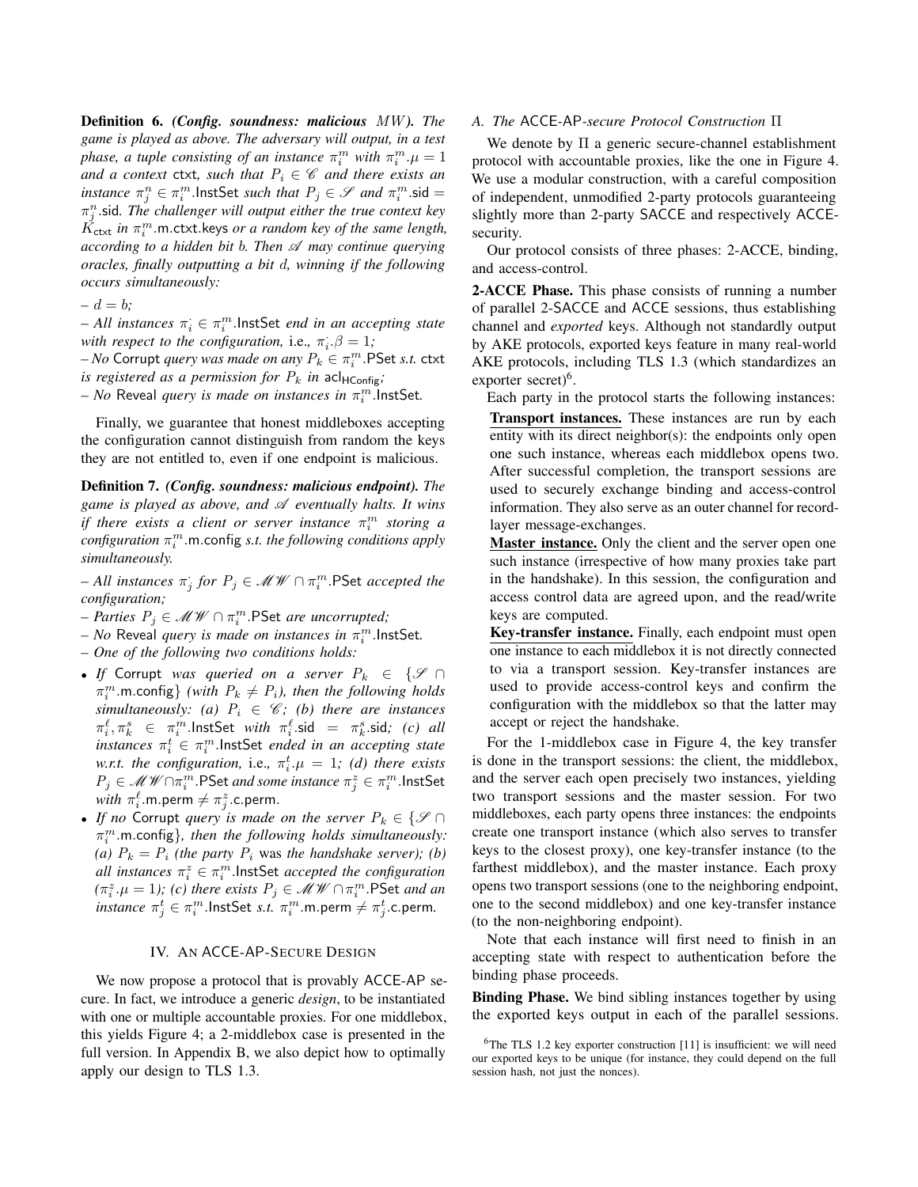**Definition 6.** *(Config. soundness: malicious $MW$). The game is played as above. The adversary will output, in a test phase, a tuple consisting of an instance $\pi_i^m$ with $\pi_i^m.\mu = 1$ and a context* ctxt*, such that $P_i \in \mathscr{C}$ and there exists an instance $\pi_j^n \in \pi_i^m.\mathsf{InstSet}$ such that $P_j \in \mathscr{S}$ and $\pi_i^m.\mathsf{sid} = \pi_j^n.\mathsf{sid}$. The challenger will output either the true context key $K_{\mathsf{ctxt}}$ in $\pi_i^m.\mathsf{m.ctxt.keys}$ or a random key of the same length, according to a hidden bit $b$. Then $\mathscr{A}$ may continue querying oracles, finally outputting a bit $d$, winning if the following occurs simultaneously:*

*– $d = b$;*

*– All instances $\pi_i^{\cdot} \in \pi_i^m.\mathsf{InstSet}$ end in an accepting state with respect to the configuration,* i.e., *$\pi_i^{\cdot}.\beta = 1$;*

*– No* Corrupt *query was made on any $P_k \in \pi_i^m.\mathsf{PSet}$ s.t.* ctxt *is registered as a permission for $P_k$ in $\mathsf{acl}_{\mathsf{HConfig}}$;*

*– No* Reveal *query is made on instances in $\pi_i^m.\mathsf{InstSet}$.*

Finally, we guarantee that honest middleboxes accepting the configuration cannot distinguish from random the keys they are not entitled to, even if one endpoint is malicious.

**Definition 7.** *(Config. soundness: malicious endpoint). The game is played as above, and $\mathscr{A}$ eventually halts. It wins if there exists a client or server instance $\pi_i^m$ storing a configuration $\pi_i^m.\mathsf{m.config}$ s.t. the following conditions apply simultaneously.*

*– All instances $\pi_j^{\cdot}$ for $P_j \in \mathscr{MW} \cap \pi_i^m.\mathsf{PSet}$ accepted the configuration;*

*– Parties $P_j \in \mathscr{MW} \cap \pi_i^m.\mathsf{PSet}$ are uncorrupted;*

*– No* Reveal *query is made on instances in $\pi_i^m.\mathsf{InstSet}$.*

*– One of the following two conditions holds:*

- *If* Corrupt *was queried on a server $P_k \in \{\mathscr{S} \cap \pi_i^m.\mathsf{m.config}\}$ (with $P_k \neq P_i$), then the following holds simultaneously: (a) $P_i \in \mathscr{C}$; (b) there are instances $\pi_i^\ell, \pi_k^s \in \pi_i^m.\mathsf{InstSet}$ with $\pi_i^\ell.\mathsf{sid} = \pi_k^s.\mathsf{sid}$; (c) all instances $\pi_i^t \in \pi_i^m.\mathsf{InstSet}$ ended in an accepting state w.r.t. the configuration,* i.e., *$\pi_i^t.\mu = 1$; (d) there exists $P_j \in \mathscr{MW} \cap \pi_i^m.\mathsf{PSet}$ and some instance $\pi_j^z \in \pi_i^m.\mathsf{InstSet}$ with $\pi_i^\ell.\mathsf{m.perm} \neq \pi_j^z.\mathsf{c.perm}$.*
- *If no* Corrupt *query is made on the server $P_k \in \{\mathscr{S} \cap \pi_i^m.\mathsf{m.config}\}$, then the following holds simultaneously: (a) $P_k = P_i$ (the party $P_i$* was *the handshake server); (b) all instances $\pi_i^z \in \pi_i^m.\mathsf{InstSet}$ accepted the configuration ($\pi_i^z.\mu = 1$); (c) there exists $P_j \in \mathscr{MW} \cap \pi_i^m.\mathsf{PSet}$ and an instance $\pi_j^t \in \pi_i^m.\mathsf{InstSet}$ s.t. $\pi_i^m.\mathsf{m.perm} \neq \pi_j^t.\mathsf{c.perm}$.*

## IV. An ACCE-AP-Secure Design

We now propose a protocol that is provably ACCE-AP secure. In fact, we introduce a generic *design*, to be instantiated with one or multiple accountable proxies. For one middlebox, this yields Figure 4; a 2-middlebox case is presented in the full version. In Appendix B, we also depict how to optimally apply our design to TLS 1.3.

### A. The ACCE-AP-secure Protocol Construction $\Pi$

We denote by $\Pi$ a generic secure-channel establishment protocol with accountable proxies, like the one in Figure 4. We use a modular construction, with a careful composition of independent, unmodified 2-party protocols guaranteeing slightly more than 2-party SACCE and respectively ACCE-security.

Our protocol consists of three phases: 2-ACCE, binding, and access-control.

**2-ACCE Phase.** This phase consists of running a number of parallel 2-SACCE and ACCE sessions, thus establishing channel and *exported* keys. Although not standardly output by AKE protocols, exported keys feature in many real-world AKE protocols, including TLS 1.3 (which standardizes an exporter secret)[6].

Each party in the protocol starts the following instances:

**Transport instances.** These instances are run by each entity with its direct neighbor(s): the endpoints only open one such instance, whereas each middlebox opens two. After successful completion, the transport sessions are used to securely exchange binding and access-control information. They also serve as an outer channel for record-layer message-exchanges.

**Master instance.** Only the client and the server open one such instance (irrespective of how many proxies take part in the handshake). In this session, the configuration and access control data are agreed upon, and the read/write keys are computed.

**Key-transfer instance.** Finally, each endpoint must open one instance to each middlebox it is not directly connected to via a transport session. Key-transfer instances are used to provide access-control keys and confirm the configuration with the middlebox so that the latter may accept or reject the handshake.

For the 1-middlebox case in Figure 4, the key transfer is done in the transport sessions: the client, the middlebox, and the server each open precisely two instances, yielding two transport sessions and the master session. For two middleboxes, each party opens three instances: the endpoints create one transport instance (which also serves to transfer keys to the closest proxy), one key-transfer instance (to the farthest middlebox), and the master instance. Each proxy opens two transport sessions (one to the neighboring endpoint, one to the second middlebox) and one key-transfer instance (to the non-neighboring endpoint).

Note that each instance will first need to finish in an accepting state with respect to authentication before the binding phase proceeds.

**Binding Phase.** We bind sibling instances together by using the exported keys output in each of the parallel sessions.

[6] The TLS 1.2 key exporter construction [11] is insufficient: we will need our exported keys to be unique (for instance, they could depend on the full session hash, not just the nonces).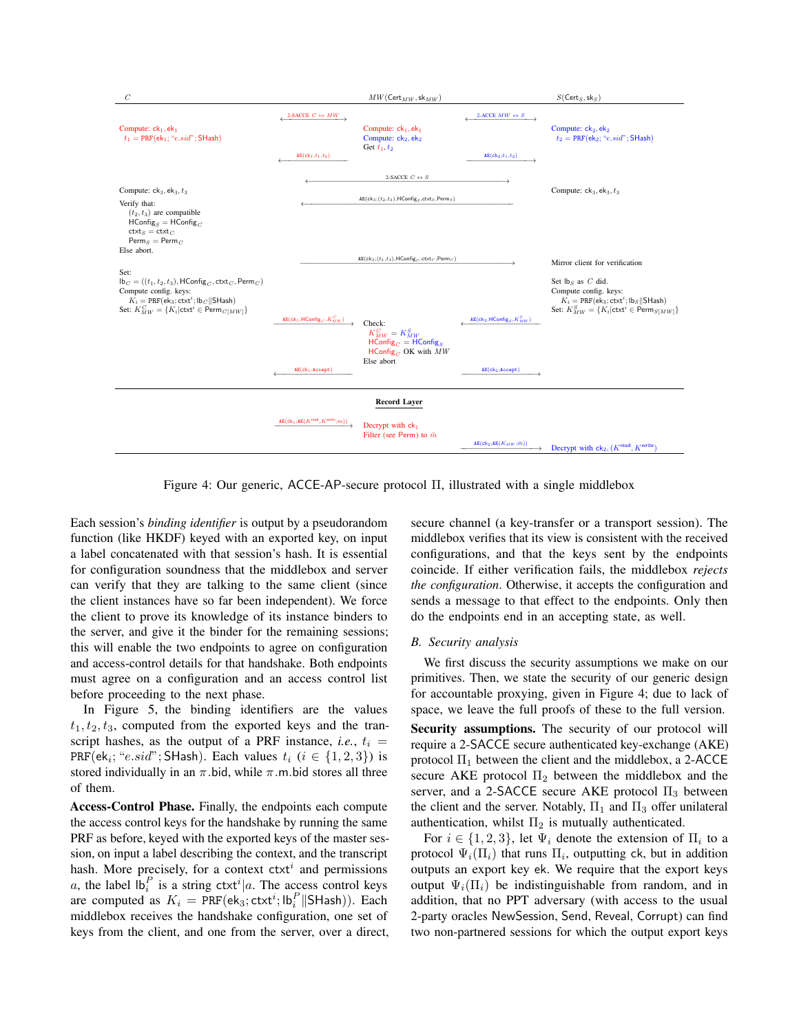| $C$ | | $MW(\mathsf{Cert}_{MW}, \mathsf{sk}_{MW})$ | | $S(\mathsf{Cert}_S, \mathsf{sk}_S)$ |
|---|---|---|---|---|
| | 2-SACCE $C \leftrightarrow MW$ | | 2-ACCE $MW \leftrightarrow S$ | |
| Compute: $\mathsf{ck}_1, \mathsf{ek}_1$; $t_1 = \mathtt{PRF}(\mathsf{ek}_1; \text{“}e.sid\text{”}; \mathsf{SHash})$ | | Compute: $\mathsf{ck}_1, \mathsf{ek}_1$; Compute: $\mathsf{ck}_2, \mathsf{ek}_2$; Get $t_1, t_2$ | | Compute: $\mathsf{ck}_2, \mathsf{ek}_2$; $t_2 = \mathtt{PRF}(\mathsf{ek}_2; \text{“}e.sid\text{”}; \mathsf{SHash})$ |
| | $\leftarrow \mathtt{AE}(\mathsf{ck}_1; t_1, t_2)$ | | $\mathtt{AE}(\mathsf{ck}_2; t_1, t_2) \rightarrow$ | |
| | | 2-SACCE $C \leftrightarrow S$ | | |
| Compute: $\mathsf{ck}_3, \mathsf{ek}_3, t_3$ | | | | Compute: $\mathsf{ck}_3, \mathsf{ek}_3, t_3$ |
| | | $\leftarrow \mathtt{AE}(\mathsf{ck}_3; (t_2, t_3), \mathsf{HConfig}_S, \mathsf{ctxt}_S, \mathsf{Perm}_S)$ | | |
| Verify that: $(t_2, t_3)$ are compatible; $\mathsf{HConfig}_S = \mathsf{HConfig}_C$; $\mathsf{ctxt}_S = \mathsf{ctxt}_C$; $\mathsf{Perm}_S = \mathsf{Perm}_C$; Else abort. | | | | |
| | | $\mathtt{AE}(\mathsf{ck}_3; (t_1, t_3), \mathsf{HConfig}_C, \mathsf{ctxt}_C, \mathsf{Perm}_C) \rightarrow$ | | Mirror client for verification |
| Set: $\mathsf{lb}_C = ((t_1, t_2, t_3), \mathsf{HConfig}_C, \mathsf{ctxt}_C, \mathsf{Perm}_C)$; Compute config. keys: $K_i = \mathsf{PRF}(\mathsf{ek}_3; \mathsf{ctxt}^i; \mathsf{lb}_C \| \mathsf{SHash})$; Set: $K^C_{MW} = \{K_i \| \mathsf{ctxt}^i \in \mathsf{Perm}_{C[MW]}\}$ | | | | Set $\mathsf{lb}_S$ as $C$ did. Compute config. keys: $K_i = \mathsf{PRF}(\mathsf{ek}_3; \mathsf{ctxt}^i; \mathsf{lb}_S \| \mathsf{SHash})$; Set: $K^S_{MW} = \{K_i \| \mathsf{ctxt}^i \in \mathsf{Perm}_{S[MW]}\}$ |
| | $\mathtt{AE}(\mathsf{ck}_1; \mathsf{HConfig}_C, K^C_{MW}) \rightarrow$ | Check: $K^C_{MW} = K^S_{MW}$; $\mathsf{HConfig}_C = \mathsf{HConfig}_S$; $\mathsf{HConfig}_C$ OK with $MW$; Else abort | $\leftarrow \mathtt{AE}(\mathsf{ck}_2; \mathsf{HConfig}_S, K^S_{MW})$ | |
| | $\leftarrow \mathtt{AE}(\mathsf{ck}_1; \mathsf{Accept})$ | | $\mathtt{AE}(\mathsf{ck}_2; \mathsf{Accept}) \rightarrow$ | |
| | | **Record Layer** | | |
| | $\mathtt{AE}(\mathsf{ck}_1; \mathtt{AE}(K^{\mathsf{read}}, K^{\mathsf{write}}; m)) \rightarrow$ | Decrypt with $\mathsf{ck}_1$; Filter (see Perm) to $\hat{m}$ | | |
| | | | $\mathtt{AE}(\mathsf{ck}_2; \mathtt{AE}(K_{MW}; \hat{m})) \rightarrow$ | Decrypt with $\mathsf{ck}_2$, $(K^{\mathsf{read}}, K^{\mathsf{write}})$ |

Figure 4: Our generic, ACCE-AP-secure protocol Π, illustrated with a single middlebox

Each session's *binding identifier* is output by a pseudorandom function (like HKDF) keyed with an exported key, on input a label concatenated with that session's hash. It is essential for configuration soundness that the middlebox and server can verify that they are talking to the same client (since the client instances have so far been independent). We force the client to prove its knowledge of its instance binders to the server, and give it the binder for the remaining sessions; this will enable the two endpoints to agree on configuration and access-control details for that handshake. Both endpoints must agree on a configuration and an access control list before proceeding to the next phase.

In Figure 5, the binding identifiers are the values $t_1, t_2, t_3$, computed from the exported keys and the transcript hashes, as the output of a PRF instance, *i.e.*, $t_i = \mathtt{PRF}(\mathsf{ek}_i; \text{“}e.sid\text{”}; \mathsf{SHash})$. Each values $t_i$ $(i \in \{1, 2, 3\})$ is stored individually in an $\pi.\mathsf{bid}$, while $\pi.\mathsf{m.bid}$ stores all three of them.

**Access-Control Phase.** Finally, the endpoints each compute the access control keys for the handshake by running the same PRF as before, keyed with the exported keys of the master session, on input a label describing the context, and the transcript hash. More precisely, for a context $\mathsf{ctxt}^i$ and permissions $a$, the label $\mathsf{lb}_i^P$ is a string $\mathsf{ctxt}^i | a$. The access control keys are computed as $K_i = \mathtt{PRF}(\mathsf{ek}_3; \mathsf{ctxt}^i; \mathsf{lb}_i^P \| \mathsf{SHash}))$. Each middlebox receives the handshake configuration, one set of keys from the client, and one from the server, over a direct, secure channel (a key-transfer or a transport session). The middlebox verifies that its view is consistent with the received configurations, and that the keys sent by the endpoints coincide. If either verification fails, the middlebox *rejects the configuration*. Otherwise, it accepts the configuration and sends a message to that effect to the endpoints. Only then do the endpoints end in an accepting state, as well.

### B. Security analysis

We first discuss the security assumptions we make on our primitives. Then, we state the security of our generic design for accountable proxying, given in Figure 4; due to lack of space, we leave the full proofs of these to the full version.

**Security assumptions.** The security of our protocol will require a 2-SACCE secure authenticated key-exchange (AKE) protocol $\Pi_1$ between the client and the middlebox, a 2-ACCE secure AKE protocol $\Pi_2$ between the middlebox and the server, and a 2-SACCE secure AKE protocol $\Pi_3$ between the client and the server. Notably, $\Pi_1$ and $\Pi_3$ offer unilateral authentication, whilst $\Pi_2$ is mutually authenticated.

For $i \in \{1, 2, 3\}$, let $\Psi_i$ denote the extension of $\Pi_i$ to a protocol $\Psi_i(\Pi_i)$ that runs $\Pi_i$, outputting ck, but in addition outputs an export key ek. We require that the export keys output $\Psi_i(\Pi_i)$ be indistinguishable from random, and in addition, that no PPT adversary (with access to the usual 2-party oracles NewSession, Send, Reveal, Corrupt) can find two non-partnered sessions for which the output export keys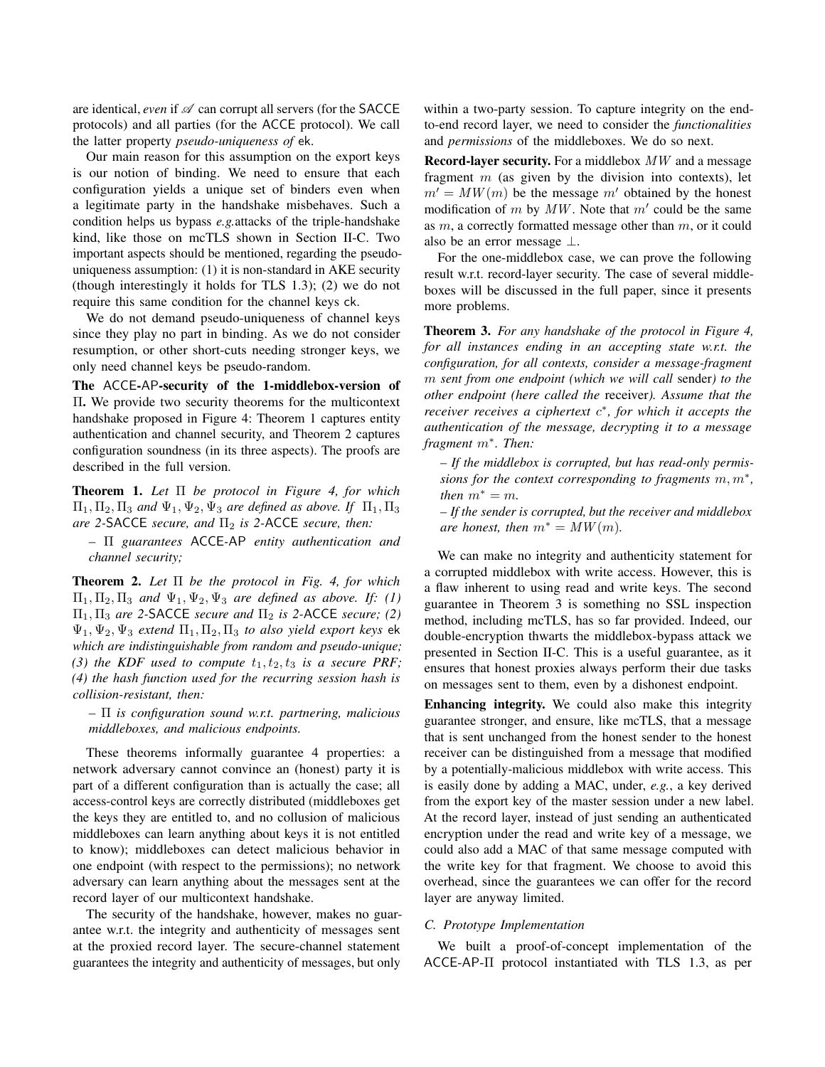are identical, *even* if $\mathscr{A}$ can corrupt all servers (for the SACCE protocols) and all parties (for the ACCE protocol). We call the latter property *pseudo-uniqueness of* ek.

Our main reason for this assumption on the export keys is our notion of binding. We need to ensure that each configuration yields a unique set of binders even when a legitimate party in the handshake misbehaves. Such a condition helps us bypass *e.g.*attacks of the triple-handshake kind, like those on mcTLS shown in Section II-C. Two important aspects should be mentioned, regarding the pseudo-uniqueness assumption: (1) it is non-standard in AKE security (though interestingly it holds for TLS 1.3); (2) we do not require this same condition for the channel keys ck.

We do not demand pseudo-uniqueness of channel keys since they play no part in binding. As we do not consider resumption, or other short-cuts needing stronger keys, we only need channel keys be pseudo-random.

**The ACCE-AP-security of the 1-middlebox-version of $\Pi$.** We provide two security theorems for the multicontext handshake proposed in Figure 4: Theorem 1 captures entity authentication and channel security, and Theorem 2 captures configuration soundness (in its three aspects). The proofs are described in the full version.

**Theorem 1.** *Let $\Pi$ be protocol in Figure 4, for which $\Pi_1, \Pi_2, \Pi_3$ and $\Psi_1, \Psi_2, \Psi_3$ are defined as above. If $\Pi_1, \Pi_3$ are 2-SACCE secure, and $\Pi_2$ is 2-ACCE secure, then:*

– *$\Pi$ guarantees ACCE-AP entity authentication and channel security;*

**Theorem 2.** *Let $\Pi$ be the protocol in Fig. 4, for which $\Pi_1, \Pi_2, \Pi_3$ and $\Psi_1, \Psi_2, \Psi_3$ are defined as above. If: (1) $\Pi_1, \Pi_3$ are 2-SACCE secure and $\Pi_2$ is 2-ACCE secure; (2) $\Psi_1, \Psi_2, \Psi_3$ extend $\Pi_1, \Pi_2, \Pi_3$ to also yield export keys ek which are indistinguishable from random and pseudo-unique; (3) the KDF used to compute $t_1, t_2, t_3$ is a secure PRF; (4) the hash function used for the recurring session hash is collision-resistant, then:*

– *$\Pi$ is configuration sound w.r.t. partnering, malicious middleboxes, and malicious endpoints.*

These theorems informally guarantee 4 properties: a network adversary cannot convince an (honest) party it is part of a different configuration than is actually the case; all access-control keys are correctly distributed (middleboxes get the keys they are entitled to, and no collusion of malicious middleboxes can learn anything about keys it is not entitled to know); middleboxes can detect malicious behavior in one endpoint (with respect to the permissions); no network adversary can learn anything about the messages sent at the record layer of our multicontext handshake.

The security of the handshake, however, makes no guarantee w.r.t. the integrity and authenticity of messages sent at the proxied record layer. The secure-channel statement guarantees the integrity and authenticity of messages, but only within a two-party session. To capture integrity on the end-to-end record layer, we need to consider the *functionalities* and *permissions* of the middleboxes. We do so next.

**Record-layer security.** For a middlebox $MW$ and a message fragment $m$ (as given by the division into contexts), let $m' = MW(m)$ be the message $m'$ obtained by the honest modification of $m$ by $MW$. Note that $m'$ could be the same as $m$, a correctly formatted message other than $m$, or it could also be an error message $\perp$.

For the one-middlebox case, we can prove the following result w.r.t. record-layer security. The case of several middleboxes will be discussed in the full paper, since it presents more problems.

**Theorem 3.** *For any handshake of the protocol in Figure 4, for all instances ending in an accepting state w.r.t. the configuration, for all contexts, consider a message-fragment $m$ sent from one endpoint (which we will call* sender*) to the other endpoint (here called the* receiver*). Assume that the receiver receives a ciphertext $c^*$, for which it accepts the authentication of the message, decrypting it to a message fragment $m^*$. Then:*

– *If the middlebox is corrupted, but has read-only permissions for the context corresponding to fragments $m, m^*$, then $m^* = m$.*

– *If the sender is corrupted, but the receiver and middlebox are honest, then $m^* = MW(m)$.*

We can make no integrity and authenticity statement for a corrupted middlebox with write access. However, this is a flaw inherent to using read and write keys. The second guarantee in Theorem 3 is something no SSL inspection method, including mcTLS, has so far provided. Indeed, our double-encryption thwarts the middlebox-bypass attack we presented in Section II-C. This is a useful guarantee, as it ensures that honest proxies always perform their due tasks on messages sent to them, even by a dishonest endpoint.

**Enhancing integrity.** We could also make this integrity guarantee stronger, and ensure, like mcTLS, that a message that is sent unchanged from the honest sender to the honest receiver can be distinguished from a message that modified by a potentially-malicious middlebox with write access. This is easily done by adding a MAC, under, *e.g.*, a key derived from the export key of the master session under a new label. At the record layer, instead of just sending an authenticated encryption under the read and write key of a message, we could also add a MAC of that same message computed with the write key for that fragment. We choose to avoid this overhead, since the guarantees we can offer for the record layer are anyway limited.

### *C. Prototype Implementation*

We built a proof-of-concept implementation of the ACCE-AP-$\Pi$ protocol instantiated with TLS 1.3, as per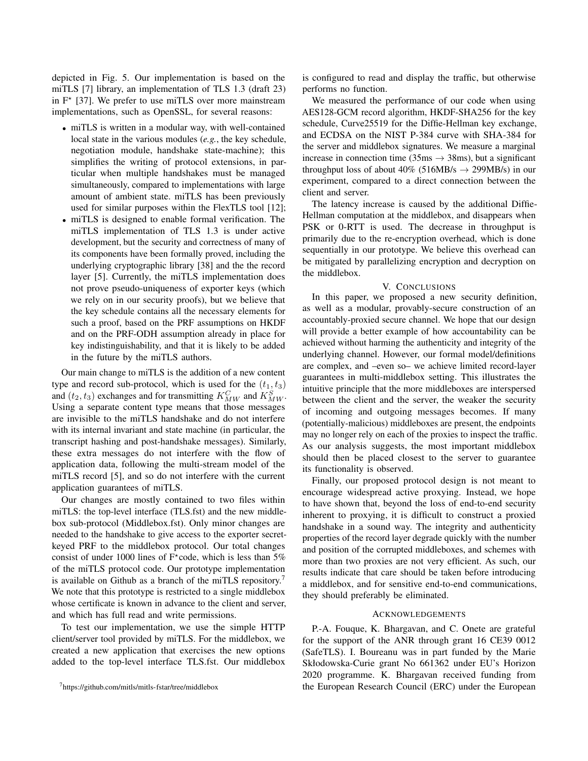depicted in Fig. 5. Our implementation is based on the miTLS [7] library, an implementation of TLS 1.3 (draft 23) in F* [37]. We prefer to use miTLS over more mainstream implementations, such as OpenSSL, for several reasons:

- miTLS is written in a modular way, with well-contained local state in the various modules (*e.g.*, the key schedule, negotiation module, handshake state-machine); this simplifies the writing of protocol extensions, in particular when multiple handshakes must be managed simultaneously, compared to implementations with large amount of ambient state. miTLS has been previously used for similar purposes within the FlexTLS tool [12];
- miTLS is designed to enable formal verification. The miTLS implementation of TLS 1.3 is under active development, but the security and correctness of many of its components have been formally proved, including the underlying cryptographic library [38] and the the record layer [5]. Currently, the miTLS implementation does not prove pseudo-uniqueness of exporter keys (which we rely on in our security proofs), but we believe that the key schedule contains all the necessary elements for such a proof, based on the PRF assumptions on HKDF and on the PRF-ODH assumption already in place for key indistinguishability, and that it is likely to be added in the future by the miTLS authors.

Our main change to miTLS is the addition of a new content type and record sub-protocol, which is used for the $(t_1, t_3)$ and $(t_2, t_3)$ exchanges and for transmitting $K^C_{MW}$ and $K^S_{MW}$. Using a separate content type means that those messages are invisible to the miTLS handshake and do not interfere with its internal invariant and state machine (in particular, the transcript hashing and post-handshake messages). Similarly, these extra messages do not interfere with the flow of application data, following the multi-stream model of the miTLS record [5], and so do not interfere with the current application guarantees of miTLS.

Our changes are mostly contained to two files within miTLS: the top-level interface (TLS.fst) and the new middlebox sub-protocol (Middlebox.fst). Only minor changes are needed to the handshake to give access to the exporter secret-keyed PRF to the middlebox protocol. Our total changes consist of under 1000 lines of F*code, which is less than 5% of the miTLS protocol code. Our prototype implementation is available on Github as a branch of the miTLS repository.[7] We note that this prototype is restricted to a single middlebox whose certificate is known in advance to the client and server, and which has full read and write permissions.

To test our implementation, we use the simple HTTP client/server tool provided by miTLS. For the middlebox, we created a new application that exercises the new options added to the top-level interface TLS.fst. Our middlebox is configured to read and display the traffic, but otherwise performs no function.

We measured the performance of our code when using AES128-GCM record algorithm, HKDF-SHA256 for the key schedule, Curve25519 for the Diffie-Hellman key exchange, and ECDSA on the NIST P-384 curve with SHA-384 for the server and middlebox signatures. We measure a marginal increase in connection time (35ms $\rightarrow$ 38ms), but a significant throughput loss of about 40% (516MB/s $\rightarrow$ 299MB/s) in our experiment, compared to a direct connection between the client and server.

The latency increase is caused by the additional Diffie-Hellman computation at the middlebox, and disappears when PSK or 0-RTT is used. The decrease in throughput is primarily due to the re-encryption overhead, which is done sequentially in our prototype. We believe this overhead can be mitigated by parallelizing encryption and decryption on the middlebox.

## V. Conclusions

In this paper, we proposed a new security definition, as well as a modular, provably-secure construction of an accountably-proxied secure channel. We hope that our design will provide a better example of how accountability can be achieved without harming the authenticity and integrity of the underlying channel. However, our formal model/definitions are complex, and –even so– we achieve limited record-layer guarantees in multi-middlebox setting. This illustrates the intuitive principle that the more middleboxes are interspersed between the client and the server, the weaker the security of incoming and outgoing messages becomes. If many (potentially-malicious) middleboxes are present, the endpoints may no longer rely on each of the proxies to inspect the traffic. As our analysis suggests, the most important middlebox should then be placed closest to the server to guarantee its functionality is observed.

Finally, our proposed protocol design is not meant to encourage widespread active proxying. Instead, we hope to have shown that, beyond the loss of end-to-end security inherent to proxying, it is difficult to construct a proxied handshake in a sound way. The integrity and authenticity properties of the record layer degrade quickly with the number and position of the corrupted middleboxes, and schemes with more than two proxies are not very efficient. As such, our results indicate that care should be taken before introducing a middlebox, and for sensitive end-to-end communications, they should preferably be eliminated.

## Acknowledgements

P.-A. Fouque, K. Bhargavan, and C. Onete are grateful for the support of the ANR through grant 16 CE39 0012 (SafeTLS). I. Boureanu was in part funded by the Marie Skłodowska-Curie grant No 661362 under EU's Horizon 2020 programme. K. Bhargavan received funding from the European Research Council (ERC) under the European

[7] https://github.com/mitls/mitls-fstar/tree/middlebox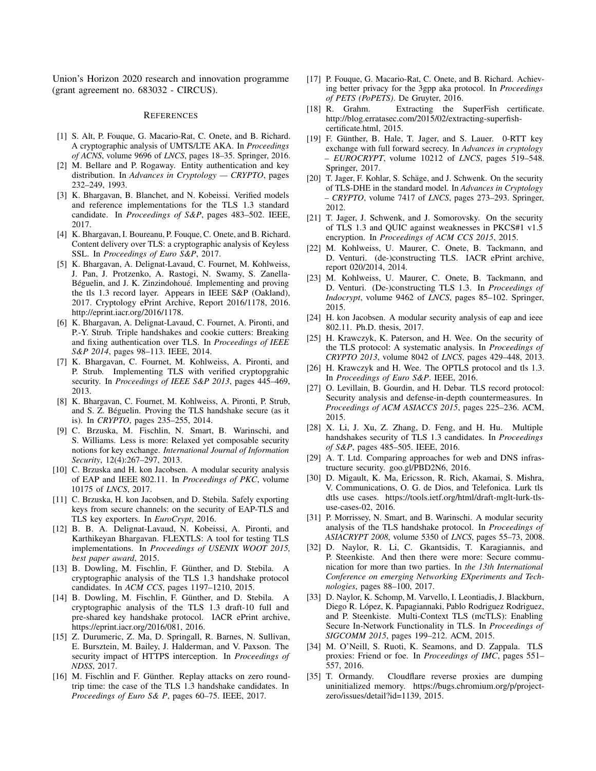Union's Horizon 2020 research and innovation programme (grant agreement no. 683032 - CIRCUS).

## References

[1] S. Alt, P. Fouque, G. Macario-Rat, C. Onete, and B. Richard. A cryptographic analysis of UMTS/LTE AKA. In *Proceedings of ACNS*, volume 9696 of *LNCS*, pages 18–35. Springer, 2016.

[2] M. Bellare and P. Rogaway. Entity authentication and key distribution. In *Advances in Cryptology — CRYPTO*, pages 232–249, 1993.

[3] K. Bhargavan, B. Blanchet, and N. Kobeissi. Verified models and reference implementations for the TLS 1.3 standard candidate. In *Proceedings of S&P*, pages 483–502. IEEE, 2017.

[4] K. Bhargavan, I. Boureanu, P. Fouque, C. Onete, and B. Richard. Content delivery over TLS: a cryptographic analysis of Keyless SSL. In *Proceedings of Euro S&P*, 2017.

[5] K. Bhargavan, A. Delignat-Lavaud, C. Fournet, M. Kohlweiss, J. Pan, J. Protzenko, A. Rastogi, N. Swamy, S. Zanella-Béguelin, and J. K. Zinzindohoué. Implementing and proving the tls 1.3 record layer. Appears in IEEE S&P (Oakland), 2017. Cryptology ePrint Archive, Report 2016/1178, 2016. http://eprint.iacr.org/2016/1178.

[6] K. Bhargavan, A. Delignat-Lavaud, C. Fournet, A. Pironti, and P.-Y. Strub. Triple handshakes and cookie cutters: Breaking and fixing authentication over TLS. In *Proceedings of IEEE S&P 2014*, pages 98–113. IEEE, 2014.

[7] K. Bhargavan, C. Fournet, M. Kohlweiss, A. Pironti, and P. Strub. Implementing TLS with verified cryptopgrahic security. In *Proceedings of IEEE S&P 2013*, pages 445–469, 2013.

[8] K. Bhargavan, C. Fournet, M. Kohlweiss, A. Pironti, P. Strub, and S. Z. Béguelin. Proving the TLS handshake secure (as it is). In *CRYPTO*, pages 235–255, 2014.

[9] C. Brzuska, M. Fischlin, N. Smart, B. Warinschi, and S. Williams. Less is more: Relaxed yet composable security notions for key exchange. *International Journal of Information Security*, 12(4):267–297, 2013.

[10] C. Brzuska and H. kon Jacobsen. A modular security analysis of EAP and IEEE 802.11. In *Proceedings of PKC*, volume 10175 of *LNCS*, 2017.

[11] C. Brzuska, H. kon Jacobsen, and D. Stebila. Safely exporting keys from secure channels: on the security of EAP-TLS and TLS key exporters. In *EuroCrypt*, 2016.

[12] B. B. A. Delignat-Lavaud, N. Kobeissi, A. Pironti, and Karthikeyan Bhargavan. FLEXTLS: A tool for testing TLS implementations. In *Proceedings of USENIX WOOT 2015, best paper award*, 2015.

[13] B. Dowling, M. Fischlin, F. Günther, and D. Stebila. A cryptographic analysis of the TLS 1.3 handshake protocol candidates. In *ACM CCS*, pages 1197–1210, 2015.

[14] B. Dowling, M. Fischlin, F. Günther, and D. Stebila. A cryptographic analysis of the TLS 1.3 draft-10 full and pre-shared key handshake protocol. IACR ePrint archive, https://eprint.iacr.org/2016/081, 2016.

[15] Z. Durumeric, Z. Ma, D. Springall, R. Barnes, N. Sullivan, E. Bursztein, M. Bailey, J. Halderman, and V. Paxson. The security impact of HTTPS interception. In *Proceedings of NDSS*, 2017.

[16] M. Fischlin and F. Günther. Replay attacks on zero round-trip time: the case of the TLS 1.3 handshake candidates. In *Proceedings of Euro S& P*, pages 60–75. IEEE, 2017.

[17] P. Fouque, G. Macario-Rat, C. Onete, and B. Richard. Achieving better privacy for the 3gpp aka protocol. In *Proceedings of PETS (PoPETS)*. De Gruyter, 2016.

[18] R. Grahm. Extracting the SuperFish certificate. http://blog.erratasec.com/2015/02/extracting-superfish-certificate.html, 2015.

[19] F. Günther, B. Hale, T. Jager, and S. Lauer. 0-RTT key exchange with full forward secrecy. In *Advances in cryptology – EUROCRYPT*, volume 10212 of *LNCS*, pages 519–548. Springer, 2017.

[20] T. Jager, F. Kohlar, S. Schäge, and J. Schwenk. On the security of TLS-DHE in the standard model. In *Advances in Cryptology – CRYPTO*, volume 7417 of *LNCS*, pages 273–293. Springer, 2012.

[21] T. Jager, J. Schwenk, and J. Somorovsky. On the security of TLS 1.3 and QUIC against weaknesses in PKCS#1 v1.5 encryption. In *Proceedings of ACM CCS 2015*, 2015.

[22] M. Kohlweiss, U. Maurer, C. Onete, B. Tackmann, and D. Venturi. (de-)constructing TLS. IACR ePrint archive, report 020/2014, 2014.

[23] M. Kohlweiss, U. Maurer, C. Onete, B. Tackmann, and D. Venturi. (De-)constructing TLS 1.3. In *Proceedings of Indocrypt*, volume 9462 of *LNCS*, pages 85–102. Springer, 2015.

[24] H. kon Jacobsen. A modular security analysis of eap and ieee 802.11. Ph.D. thesis, 2017.

[25] H. Krawczyk, K. Paterson, and H. Wee. On the security of the TLS protocol: A systematic analysis. In *Proceedings of CRYPTO 2013*, volume 8042 of *LNCS*, pages 429–448, 2013.

[26] H. Krawczyk and H. Wee. The OPTLS protocol and tls 1.3. In *Proceedings of Euro S&P*. IEEE, 2016.

[27] O. Levillain, B. Gourdin, and H. Debar. TLS record protocol: Security analysis and defense-in-depth countermeasures. In *Proceedings of ACM ASIACCS 2015*, pages 225–236. ACM, 2015.

[28] X. Li, J. Xu, Z. Zhang, D. Feng, and H. Hu. Multiple handshakes security of TLS 1.3 candidates. In *Proceedings of S&P*, pages 485–505. IEEE, 2016.

[29] A. T. Ltd. Comparing approaches for web and DNS infrastructure security. goo.gl/PBD2N6, 2016.

[30] D. Migault, K. Ma, Ericsson, R. Rich, Akamai, S. Mishra, V. Communications, O. G. de Dios, and Telefonica. Lurk tls dtls use cases. https://tools.ietf.org/html/draft-mglt-lurk-tls-use-cases-02, 2016.

[31] P. Morrissey, N. Smart, and B. Warinschi. A modular security analysis of the TLS handshake protocol. In *Proceedings of ASIACRYPT 2008*, volume 5350 of *LNCS*, pages 55–73, 2008.

[32] D. Naylor, R. Li, C. Gkantsidis, T. Karagiannis, and P. Steenkiste. And then there were more: Secure communication for more than two parties. In *the 13th International Conference on emerging Networking EXperiments and Technologies*, pages 88–100, 2017.

[33] D. Naylor, K. Schomp, M. Varvello, I. Leontiadis, J. Blackburn, Diego R. López, K. Papagiannaki, Pablo Rodriguez Rodriguez, and P. Steenkiste. Multi-Context TLS (mcTLS): Enabling Secure In-Network Functionality in TLS. In *Proceedings of SIGCOMM 2015*, pages 199–212. ACM, 2015.

[34] M. O'Neill, S. Ruoti, K. Seamons, and D. Zappala. TLS proxies: Friend or foe. In *Proceedings of IMC*, pages 551–557, 2016.

[35] T. Ormandy. Cloudflare reverse proxies are dumping uninitialized memory. https://bugs.chromium.org/p/project-zero/issues/detail?id=1139, 2015.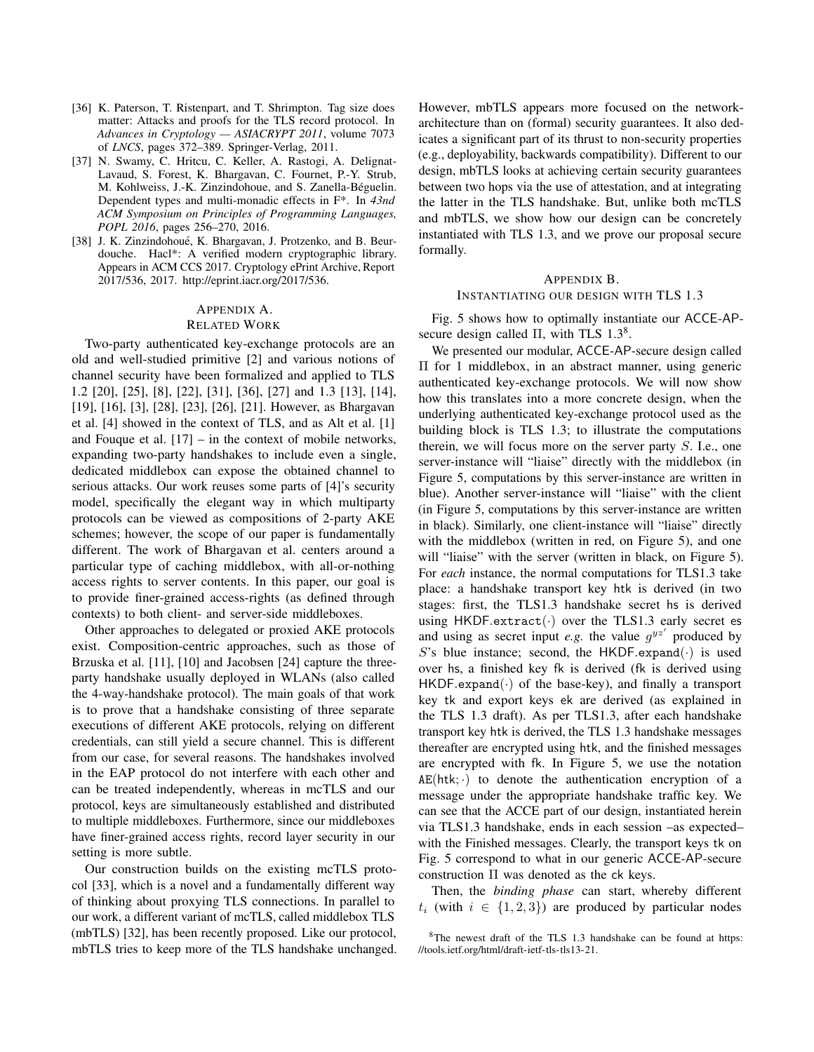[36] K. Paterson, T. Ristenpart, and T. Shrimpton. Tag size does matter: Attacks and proofs for the TLS record protocol. In *Advances in Cryptology — ASIACRYPT 2011*, volume 7073 of *LNCS*, pages 372–389. Springer-Verlag, 2011.

[37] N. Swamy, C. Hritcu, C. Keller, A. Rastogi, A. Delignat-Lavaud, S. Forest, K. Bhargavan, C. Fournet, P.-Y. Strub, M. Kohlweiss, J.-K. Zinzindohoue, and S. Zanella-Béguelin. Dependent types and multi-monadic effects in F*. In *43nd ACM Symposium on Principles of Programming Languages, POPL 2016*, pages 256–270, 2016.

[38] J. K. Zinzindohoué, K. Bhargavan, J. Protzenko, and B. Beurdouche. Hacl*: A verified modern cryptographic library. Appears in ACM CCS 2017. Cryptology ePrint Archive, Report 2017/536, 2017. http://eprint.iacr.org/2017/536.

## Appendix A. Related Work

Two-party authenticated key-exchange protocols are an old and well-studied primitive [2] and various notions of channel security have been formalized and applied to TLS 1.2 [20], [25], [8], [22], [31], [36], [27] and 1.3 [13], [14], [19], [16], [3], [28], [23], [26], [21]. However, as Bhargavan et al. [4] showed in the context of TLS, and as Alt et al. [1] and Fouque et al. [17] – in the context of mobile networks, expanding two-party handshakes to include even a single, dedicated middlebox can expose the obtained channel to serious attacks. Our work reuses some parts of [4]'s security model, specifically the elegant way in which multiparty protocols can be viewed as compositions of 2-party AKE schemes; however, the scope of our paper is fundamentally different. The work of Bhargavan et al. centers around a particular type of caching middlebox, with all-or-nothing access rights to server contents. In this paper, our goal is to provide finer-grained access-rights (as defined through contexts) to both client- and server-side middleboxes.

Other approaches to delegated or proxied AKE protocols exist. Composition-centric approaches, such as those of Brzuska et al. [11], [10] and Jacobsen [24] capture the three-party handshake usually deployed in WLANs (also called the 4-way-handshake protocol). The main goals of that work is to prove that a handshake consisting of three separate executions of different AKE protocols, relying on different credentials, can still yield a secure channel. This is different from our case, for several reasons. The handshakes involved in the EAP protocol do not interfere with each other and can be treated independently, whereas in mcTLS and our protocol, keys are simultaneously established and distributed to multiple middleboxes. Furthermore, since our middleboxes have finer-grained access rights, record layer security in our setting is more subtle.

Our construction builds on the existing mcTLS protocol [33], which is a novel and a fundamentally different way of thinking about proxying TLS connections. In parallel to our work, a different variant of mcTLS, called middlebox TLS (mbTLS) [32], has been recently proposed. Like our protocol, mbTLS tries to keep more of the TLS handshake unchanged. However, mbTLS appears more focused on the network-architecture than on (formal) security guarantees. It also dedicates a significant part of its thrust to non-security properties (e.g., deployability, backwards compatibility). Different to our design, mbTLS looks at achieving certain security guarantees between two hops via the use of attestation, and at integrating the latter in the TLS handshake. But, unlike both mcTLS and mbTLS, we show how our design can be concretely instantiated with TLS 1.3, and we prove our proposal secure formally.

## Appendix B. Instantiating our design with TLS 1.3

Fig. 5 shows how to optimally instantiate our ACCE-AP-secure design called $\Pi$, with TLS 1.3[8].

We presented our modular, ACCE-AP-secure design called $\Pi$ for 1 middlebox, in an abstract manner, using generic authenticated key-exchange protocols. We will now show how this translates into a more concrete design, when the underlying authenticated key-exchange protocol used as the building block is TLS 1.3; to illustrate the computations therein, we will focus more on the server party $S$. I.e., one server-instance will "liaise" directly with the middlebox (in Figure 5, computations by this server-instance are written in blue). Another server-instance will "liaise" with the client (in Figure 5, computations by this server-instance are written in black). Similarly, one client-instance will "liaise" directly with the middlebox (written in red, on Figure 5), and one will "liaise" with the server (written in black, on Figure 5). For *each* instance, the normal computations for TLS1.3 take place: a handshake transport key htk is derived (in two stages: first, the TLS1.3 handshake secret hs is derived using HKDF.extract$(\cdot)$ over the TLS1.3 early secret es and using as secret input *e.g.* the value $g^{yz'}$ produced by $S$'s blue instance; second, the HKDF.expand$(\cdot)$ is used over hs, a finished key fk is derived (fk is derived using HKDF.expand$(\cdot)$ of the base-key), and finally a transport key tk and export keys ek are derived (as explained in the TLS 1.3 draft). As per TLS1.3, after each handshake transport key htk is derived, the TLS 1.3 handshake messages thereafter are encrypted using htk, and the finished messages are encrypted with fk. In Figure 5, we use the notation AE(htk; $\cdot$) to denote the authentication encryption of a message under the appropriate handshake traffic key. We can see that the ACCE part of our design, instantiated herein via TLS1.3 handshake, ends in each session –as expected– with the Finished messages. Clearly, the transport keys tk on Fig. 5 correspond to what in our generic ACCE-AP-secure construction $\Pi$ was denoted as the ck keys.

Then, the *binding phase* can start, whereby different $t_i$ (with $i \in \{1, 2, 3\}$) are produced by particular nodes

[8] The newest draft of the TLS 1.3 handshake can be found at https://tools.ietf.org/html/draft-ietf-tls-tls13-21.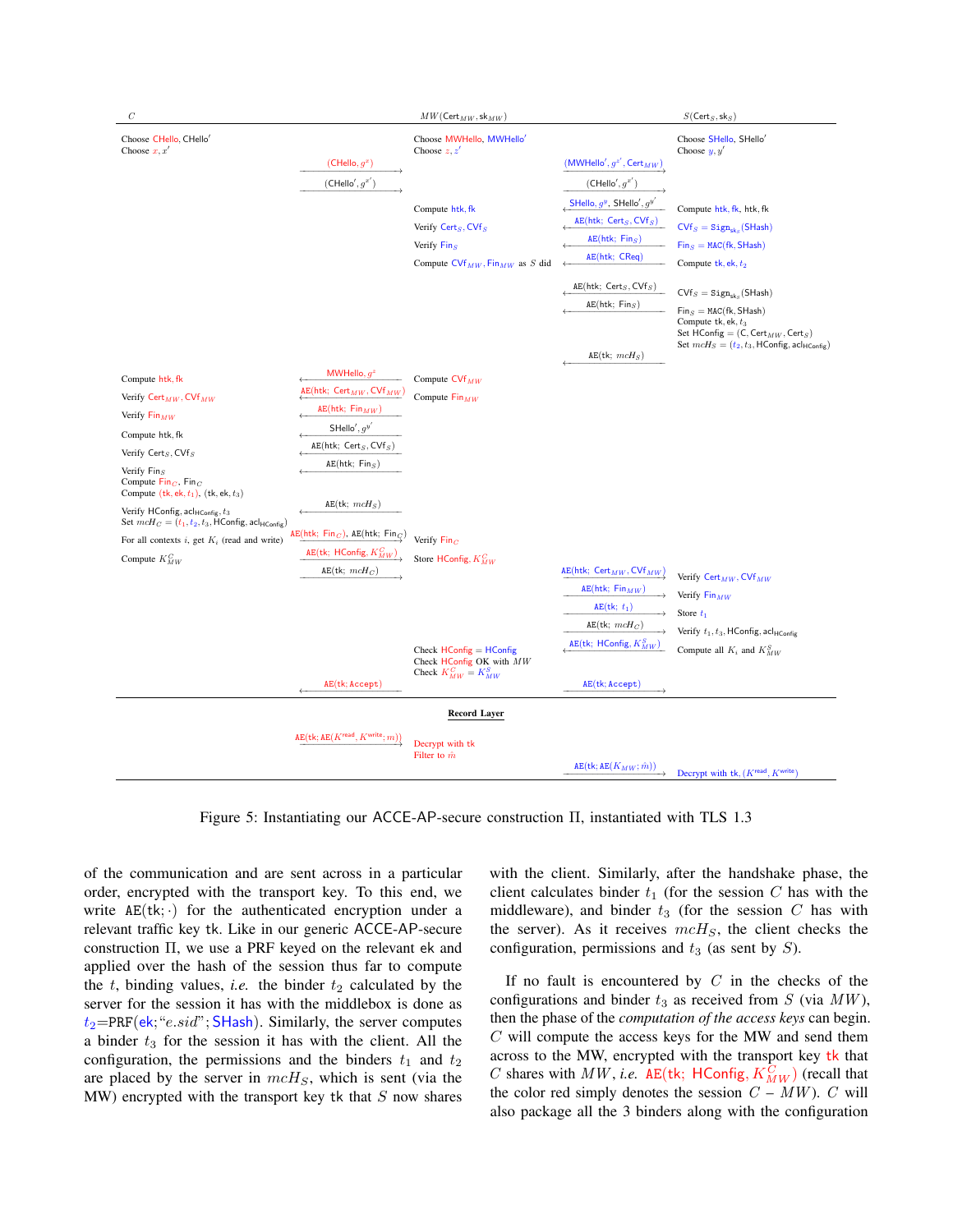| $C$ | | $MW(\mathsf{Cert}_{MW}, \mathsf{sk}_{MW})$ | | $S(\mathsf{Cert}_S, \mathsf{sk}_S)$ |
|---|---|---|---|---|
| Choose CHello, CHello′<br>Choose $x, x'$ | | Choose MWHello, MWHello′<br>Choose $z, z'$ | | Choose SHello, SHello′<br>Choose $y, y'$ |
| | $(\mathsf{CHello}, g^x) \rightarrow$ | | $(\mathsf{MWHello}', g^{z'}, \mathsf{Cert}_{MW}) \rightarrow$ | |
| | $(\mathsf{CHello}', g^{x'}) \rightarrow$ | | $(\mathsf{CHello}', g^{x'}) \rightarrow$ | |
| | | Compute htk, fk | $\leftarrow \mathsf{SHello}, g^y, \mathsf{SHello}', g^{y'}$ | Compute htk, fk, htk, fk |
| | | Verify $\mathsf{Cert}_S, \mathsf{CVf}_S$ | $\leftarrow \mathsf{AE}(\mathsf{htk};\ \mathsf{Cert}_S, \mathsf{CVf}_S)$ | $\mathsf{CVf}_S = \mathsf{Sign}_{\mathsf{sk}_S}(\mathsf{SHash})$ |
| | | Verify $\mathsf{Fin}_S$ | $\leftarrow \mathsf{AE}(\mathsf{htk};\ \mathsf{Fin}_S)$ | $\mathsf{Fin}_S = \mathsf{MAC}(\mathsf{fk}, \mathsf{SHash})$ |
| | | Compute $\mathsf{CVf}_{MW}, \mathsf{Fin}_{MW}$ as $S$ did | $\leftarrow \mathsf{AE}(\mathsf{htk};\ \mathsf{CReq})$ | Compute tk, ek, $t_2$ |
| | | | $\leftarrow \mathsf{AE}(\mathsf{htk};\ \mathsf{Cert}_S, \mathsf{CVf}_S)$ | $\mathsf{CVf}_S = \mathsf{Sign}_{\mathsf{sk}_S}(\mathsf{SHash})$ |
| | | | $\leftarrow \mathsf{AE}(\mathsf{htk};\ \mathsf{Fin}_S)$ | $\mathsf{Fin}_S = \mathsf{MAC}(\mathsf{fk}, \mathsf{SHash})$<br>Compute tk, ek, $t_3$<br>Set $\mathsf{HConfig} = (C, \mathsf{Cert}_{MW}, \mathsf{Cert}_S)$<br>Set $mcH_S = (t_2, t_3, \mathsf{HConfig}, \mathsf{acl}_{\mathsf{HConfig}})$ |
| | | | $\leftarrow \mathsf{AE}(\mathsf{tk};\ mcH_S)$ | |
| Compute htk, fk | $\leftarrow \mathsf{MWHello}, g^z$ | Compute $\mathsf{CVf}_{MW}$ | | |
| Verify $\mathsf{Cert}_{MW}, \mathsf{CVf}_{MW}$ | $\leftarrow \mathsf{AE}(\mathsf{htk};\ \mathsf{Cert}_{MW}, \mathsf{CVf}_{MW})$ | Compute $\mathsf{Fin}_{MW}$ | | |
| Verify $\mathsf{Fin}_{MW}$ | $\leftarrow \mathsf{AE}(\mathsf{htk};\ \mathsf{Fin}_{MW})$ | | | |
| Compute htk, fk | $\leftarrow \mathsf{SHello}', g^{y'}$ | | | |
| Verify $\mathsf{Cert}_S, \mathsf{CVf}_S$ | $\leftarrow \mathsf{AE}(\mathsf{htk};\ \mathsf{Cert}_S, \mathsf{CVf}_S)$ | | | |
| Verify $\mathsf{Fin}_S$<br>Compute $\mathsf{Fin}_C$, $\mathsf{Fin}_C$<br>Compute $(\mathsf{tk}, \mathsf{ek}, t_1)$, $(\mathsf{tk}, \mathsf{ek}, t_3)$ | $\leftarrow \mathsf{AE}(\mathsf{htk};\ \mathsf{Fin}_S)$ | | | |
| Verify $\mathsf{HConfig}, \mathsf{acl}_{\mathsf{HConfig}}, t_3$<br>Set $mcH_C = (t_1, t_2, t_3, \mathsf{HConfig}, \mathsf{acl}_{\mathsf{HConfig}})$ | $\leftarrow \mathsf{AE}(\mathsf{tk};\ mcH_S)$ | | | |
| For all contexts $i$, get $K_i$ (read and write) | $\mathsf{AE}(\mathsf{htk};\ \mathsf{Fin}_C), \mathsf{AE}(\mathsf{htk};\ \mathsf{Fin}_C) \rightarrow$ | Verify $\mathsf{Fin}_C$ | | |
| Compute $K^C_{MW}$ | $\mathsf{AE}(\mathsf{tk};\ \mathsf{HConfig}, K^C_{MW}) \rightarrow$ | Store HConfig, $K^C_{MW}$ | | |
| | $\mathsf{AE}(\mathsf{tk};\ mcH_C) \rightarrow$ | | $\mathsf{AE}(\mathsf{htk};\ \mathsf{Cert}_{MW}, \mathsf{CVf}_{MW}) \rightarrow$ | Verify $\mathsf{Cert}_{MW}, \mathsf{CVf}_{MW}$ |
| | | | $\mathsf{AE}(\mathsf{htk};\ \mathsf{Fin}_{MW}) \rightarrow$ | Verify $\mathsf{Fin}_{MW}$ |
| | | | $\mathsf{AE}(\mathsf{tk};\ t_1) \rightarrow$ | Store $t_1$ |
| | | | $\mathsf{AE}(\mathsf{tk};\ mcH_C) \rightarrow$ | Verify $t_1, t_3, \mathsf{HConfig}, \mathsf{acl}_{\mathsf{HConfig}}$ |
| | | Check HConfig = HConfig<br>Check HConfig OK with $MW$<br>Check $K^C_{MW} = K^S_{MW}$ | $\leftarrow \mathsf{AE}(\mathsf{tk};\ \mathsf{HConfig}, K^S_{MW})$ | Compute all $K_i$ and $K^S_{MW}$ |
| | $\leftarrow \mathsf{AE}(\mathsf{tk}; \mathsf{Accept})$ | | $\mathsf{AE}(\mathsf{tk}; \mathsf{Accept}) \rightarrow$ | |
| | | **Record Layer** | | |
| | $\mathsf{AE}(\mathsf{tk}; \mathsf{AE}(K^{\mathsf{read}}, K^{\mathsf{write}}; m)) \leftrightarrow$ | Decrypt with tk<br>Filter to $\hat{m}$ | | |
| | | | $\mathsf{AE}(\mathsf{tk}; \mathsf{AE}(K_{MW}; \hat{m})) \rightarrow$ | Decrypt with tk, $(K^{\mathsf{read}}, K^{\mathsf{write}})$ |

Figure 5: Instantiating our ACCE-AP-secure construction Π, instantiated with TLS 1.3

of the communication and are sent across in a particular order, encrypted with the transport key. To this end, we write $\mathsf{AE}(\mathsf{tk}; \cdot)$ for the authenticated encryption under a relevant traffic key tk. Like in our generic ACCE-AP-secure construction Π, we use a PRF keyed on the relevant ek and applied over the hash of the session thus far to compute the $t$, binding values, *i.e.* the binder $t_2$ calculated by the server for the session it has with the middlebox is done as $t_2 = \mathsf{PRF}(\mathsf{ek}; \text{“}e.sid\text{”}; \mathsf{SHash})$. Similarly, the server computes a binder $t_3$ for the session it has with the client. All the configuration, the permissions and the binders $t_1$ and $t_2$ are placed by the server in $mcH_S$, which is sent (via the MW) encrypted with the transport key tk that $S$ now shares with the client. Similarly, after the handshake phase, the client calculates binder $t_1$ (for the session $C$ has with the middleware), and binder $t_3$ (for the session $C$ has with the server). As it receives $mcH_S$, the client checks the configuration, permissions and $t_3$ (as sent by $S$).

If no fault is encountered by $C$ in the checks of the configurations and binder $t_3$ as received from $S$ (via $MW$), then the phase of the *computation of the access keys* can begin. $C$ will compute the access keys for the MW and send them across to the MW, encrypted with the transport key tk that $C$ shares with $MW$, *i.e.* $\mathsf{AE}(\mathsf{tk};\ \mathsf{HConfig}, K^C_{MW})$ (recall that the color red simply denotes the session $C$ – $MW$). $C$ will also package all the 3 binders along with the configuration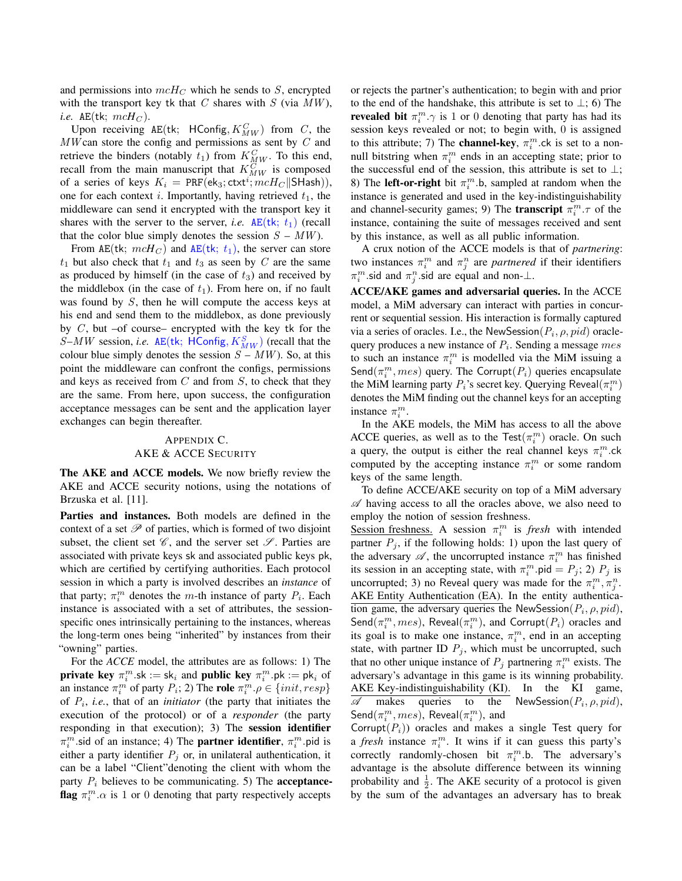and permissions into $mcH_C$ which he sends to $S$, encrypted with the transport key tk that $C$ shares with $S$ (via $MW$), *i.e.* $\mathtt{AE}(\mathsf{tk};\ mcH_C)$.

Upon receiving $\mathtt{AE}(\mathsf{tk};\ \mathsf{HConfig}, K^C_{MW})$ from $C$, the $MW$ can store the config and permissions as sent by $C$ and retrieve the binders (notably $t_1$) from $K^C_{MW}$. To this end, recall from the main manuscript that $K^C_{MW}$ is composed of a series of keys $K_i = \mathtt{PRF}(\mathsf{ek}_3; \mathsf{ctxt}^i; mcH_C \| \mathsf{SHash})$), one for each context $i$. Importantly, having retrieved $t_1$, the middleware can send it encrypted with the transport key it shares with the server to the server, *i.e.* $\mathtt{AE}(\mathsf{tk};\ t_1)$ (recall that the color blue simply denotes the session $S$ – $MW$).

From $\mathtt{AE}(\mathsf{tk};\ mcH_C)$ and $\mathtt{AE}(\mathsf{tk};\ t_1)$, the server can store $t_1$ but also check that $t_1$ and $t_3$ as seen by $C$ are the same as produced by himself (in the case of $t_3$) and received by the middlebox (in the case of $t_1$). From here on, if no fault was found by $S$, then he will compute the access keys at his end and send them to the middlebox, as done previously by $C$, but –of course– encrypted with the key tk for the $S$–$MW$ session, *i.e.* $\mathtt{AE}(\mathsf{tk};\ \mathsf{HConfig}, K^S_{MW})$ (recall that the colour blue simply denotes the session $S$ – $MW$). So, at this point the middleware can confront the configs, permissions and keys as received from $C$ and from $S$, to check that they are the same. From here, upon success, the configuration acceptance messages can be sent and the application layer exchanges can begin thereafter.

## Appendix C. AKE & ACCE Security

**The AKE and ACCE models.** We now briefly review the AKE and ACCE security notions, using the notations of Brzuska et al. [11].

**Parties and instances.** Both models are defined in the context of a set $\mathscr{P}$ of parties, which is formed of two disjoint subset, the client set $\mathscr{C}$, and the server set $\mathscr{S}$. Parties are associated with private keys sk and associated public keys pk, which are certified by certifying authorities. Each protocol session in which a party is involved describes an *instance* of that party; $\pi_i^m$ denotes the $m$-th instance of party $P_i$. Each instance is associated with a set of attributes, the session-specific ones intrinsically pertaining to the instances, whereas the long-term ones being "inherited" by instances from their "owning" parties.

For the *ACCE* model, the attributes are as follows: 1) The **private key** $\pi_i^m.\mathsf{sk} := \mathsf{sk}_i$ and **public key** $\pi_i^m.\mathsf{pk} := \mathsf{pk}_i$ of an instance $\pi_i^m$ of party $P_i$; 2) The **role** $\pi_i^m.\rho \in \{init, resp\}$ of $P_i$, *i.e.*, that of an *initiator* (the party that initiates the execution of the protocol) or of a *responder* (the party responding in that execution); 3) The **session identifier** $\pi_i^m.\mathsf{sid}$ of an instance; 4) The **partner identifier**, $\pi_i^m.\mathsf{pid}$ is either a party identifier $P_j$ or, in unilateral authentication, it can be a label "Client"denoting the client with whom the party $P_i$ believes to be communicating. 5) The **acceptance-flag** $\pi_i^m.\alpha$ is 1 or 0 denoting that party respectively accepts or rejects the partner's authentication; to begin with and prior to the end of the handshake, this attribute is set to $\perp$; 6) The **revealed bit** $\pi_i^m.\gamma$ is 1 or 0 denoting that party has had its session keys revealed or not; to begin with, 0 is assigned to this attribute; 7) The **channel-key**, $\pi_i^m.\mathsf{ck}$ is set to a non-null bitstring when $\pi_i^m$ ends in an accepting state; prior to the successful end of the session, this attribute is set to $\perp$; 8) The **left-or-right** bit $\pi_i^m.\mathsf{b}$, sampled at random when the instance is generated and used in the key-indistinguishability and channel-security games; 9) The **transcript** $\pi_i^m.\tau$ of the instance, containing the suite of messages received and sent by this instance, as well as all public information.

A crux notion of the ACCE models is that of *partnering*: two instances $\pi_i^m$ and $\pi_j^n$ are *partnered* if their identifiers $\pi_i^m.\mathsf{sid}$ and $\pi_j^n.\mathsf{sid}$ are equal and non-$\perp$.

**ACCE/AKE games and adversarial queries.** In the ACCE model, a MiM adversary can interact with parties in concurrent or sequential session. His interaction is formally captured via a series of oracles. I.e., the $\mathsf{NewSession}(P_i, \rho, pid)$ oracle-query produces a new instance of $P_i$. Sending a message $mes$ to such an instance $\pi_i^m$ is modelled via the MiM issuing a $\mathsf{Send}(\pi_i^m, mes)$ query. The $\mathsf{Corrupt}(P_i)$ queries encapsulate the MiM learning party $P_i$'s secret key. Querying $\mathsf{Reveal}(\pi_i^m)$ denotes the MiM finding out the channel keys for an accepting instance $\pi_i^m$.

In the AKE models, the MiM has access to all the above ACCE queries, as well as to the $\mathsf{Test}(\pi_i^m)$ oracle. On such a query, the output is either the real channel keys $\pi_i^m.\mathsf{ck}$ computed by the accepting instance $\pi_i^m$ or some random keys of the same length.

To define ACCE/AKE security on top of a MiM adversary $\mathscr{A}$ having access to all the oracles above, we also need to employ the notion of session freshness.

<u>Session freshness.</u> A session $\pi_i^m$ is *fresh* with intended partner $P_j$, if the following holds: 1) upon the last query of the adversary $\mathscr{A}$, the uncorrupted instance $\pi_i^m$ has finished its session in an accepting state, with $\pi_i^m.\mathsf{pid} = P_j$; 2) $P_j$ is uncorrupted; 3) no Reveal query was made for the $\pi_i^m, \pi_j^n$.

<u>AKE Entity Authentication (EA).</u> In the entity authentication game, the adversary queries the $\mathsf{NewSession}(P_i, \rho, pid)$, $\mathsf{Send}(\pi_i^m, mes)$, $\mathsf{Reveal}(\pi_i^m)$, and $\mathsf{Corrupt}(P_i)$ oracles and its goal is to make one instance, $\pi_i^m$, end in an accepting state, with partner ID $P_j$, which must be uncorrupted, such that no other unique instance of $P_j$ partnering $\pi_i^m$ exists. The adversary's advantage in this game is its winning probability.

<u>AKE Key-indistinguishability (KI).</u> In the KI game, $\mathscr{A}$ makes queries to the $\mathsf{NewSession}(P_i, \rho, pid)$, $\mathsf{Send}(\pi_i^m, mes)$, $\mathsf{Reveal}(\pi_i^m)$, and $\mathsf{Corrupt}(P_i)$) oracles and makes a single $\mathsf{Test}$ query for a *fresh* instance $\pi_i^m$. It wins if it can guess this party's correctly randomly-chosen bit $\pi_i^m.\mathsf{b}$. The adversary's advantage is the absolute difference between its winning probability and $\frac{1}{2}$. The AKE security of a protocol is given by the sum of the advantages an adversary has to break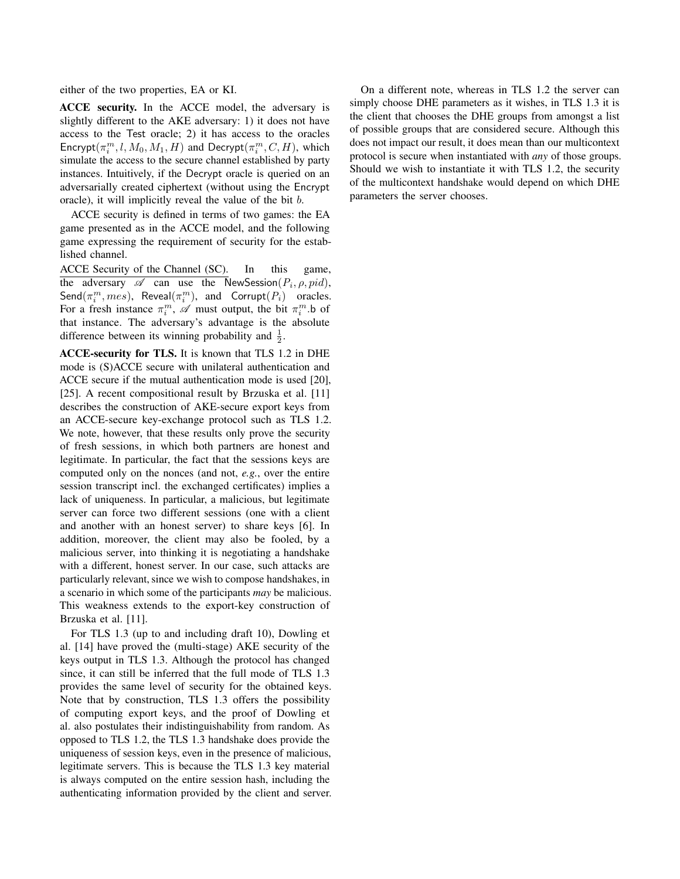either of the two properties, EA or KI.

**ACCE security.** In the ACCE model, the adversary is slightly different to the AKE adversary: 1) it does not have access to the Test oracle; 2) it has access to the oracles $\mathsf{Encrypt}(\pi_i^m, l, M_0, M_1, H)$ and $\mathsf{Decrypt}(\pi_i^m, C, H)$, which simulate the access to the secure channel established by party instances. Intuitively, if the Decrypt oracle is queried on an adversarially created ciphertext (without using the Encrypt oracle), it will implicitly reveal the value of the bit $b$.

ACCE security is defined in terms of two games: the EA game presented as in the ACCE model, and the following game expressing the requirement of security for the established channel.

ACCE Security of the Channel (SC). In this game, the adversary $\mathscr{A}$ can use the $\mathsf{NewSession}(P_i, \rho, pid)$, $\mathsf{Send}(\pi_i^m, mes)$, $\mathsf{Reveal}(\pi_i^m)$, and $\mathsf{Corrupt}(P_i)$ oracles. For a fresh instance $\pi_i^m$, $\mathscr{A}$ must output, the bit $\pi_i^m.\mathsf{b}$ of that instance. The adversary's advantage is the absolute difference between its winning probability and $\frac{1}{2}$.

**ACCE-security for TLS.** It is known that TLS 1.2 in DHE mode is (S)ACCE secure with unilateral authentication and ACCE secure if the mutual authentication mode is used [20], [25]. A recent compositional result by Brzuska et al. [11] describes the construction of AKE-secure export keys from an ACCE-secure key-exchange protocol such as TLS 1.2. We note, however, that these results only prove the security of fresh sessions, in which both partners are honest and legitimate. In particular, the fact that the sessions keys are computed only on the nonces (and not, *e.g.*, over the entire session transcript incl. the exchanged certificates) implies a lack of uniqueness. In particular, a malicious, but legitimate server can force two different sessions (one with a client and another with an honest server) to share keys [6]. In addition, moreover, the client may also be fooled, by a malicious server, into thinking it is negotiating a handshake with a different, honest server. In our case, such attacks are particularly relevant, since we wish to compose handshakes, in a scenario in which some of the participants *may* be malicious. This weakness extends to the export-key construction of Brzuska et al. [11].

For TLS 1.3 (up to and including draft 10), Dowling et al. [14] have proved the (multi-stage) AKE security of the keys output in TLS 1.3. Although the protocol has changed since, it can still be inferred that the full mode of TLS 1.3 provides the same level of security for the obtained keys. Note that by construction, TLS 1.3 offers the possibility of computing export keys, and the proof of Dowling et al. also postulates their indistinguishability from random. As opposed to TLS 1.2, the TLS 1.3 handshake does provide the uniqueness of session keys, even in the presence of malicious, legitimate servers. This is because the TLS 1.3 key material is always computed on the entire session hash, including the authenticating information provided by the client and server.

On a different note, whereas in TLS 1.2 the server can simply choose DHE parameters as it wishes, in TLS 1.3 it is the client that chooses the DHE groups from amongst a list of possible groups that are considered secure. Although this does not impact our result, it does mean than our multicontext protocol is secure when instantiated with *any* of those groups. Should we wish to instantiate it with TLS 1.2, the security of the multicontext handshake would depend on which DHE parameters the server chooses.